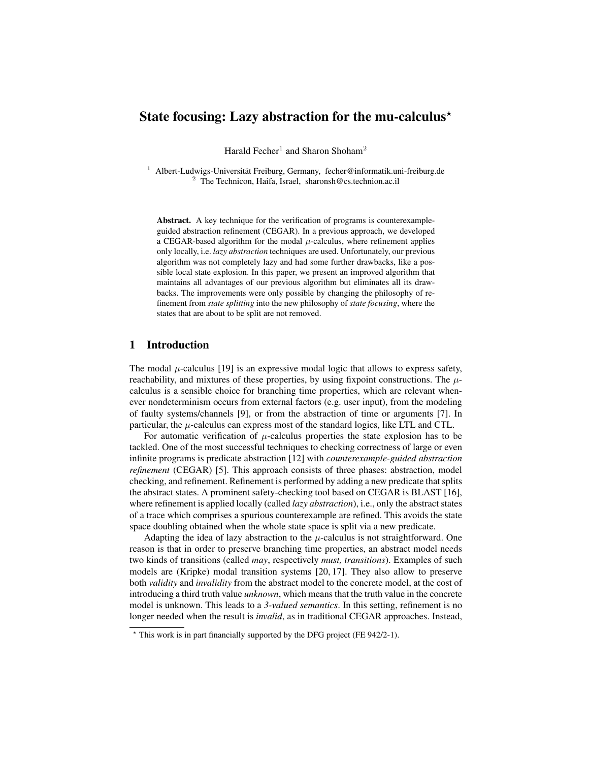# State focusing: Lazy abstraction for the mu-calculus*

Harald Fecher[1] and Sharon Shoham[2]

[1] Albert-Ludwigs-Universität Freiburg, Germany, fecher@informatik.uni-freiburg.de
[2] The Technicon, Haifa, Israel, sharonsh@cs.technion.ac.il

**Abstract.** A key technique for the verification of programs is counterexample-guided abstraction refinement (CEGAR). In a previous approach, we developed a CEGAR-based algorithm for the modal $\mu$-calculus, where refinement applies only locally, i.e. *lazy abstraction* techniques are used. Unfortunately, our previous algorithm was not completely lazy and had some further drawbacks, like a possible local state explosion. In this paper, we present an improved algorithm that maintains all advantages of our previous algorithm but eliminates all its drawbacks. The improvements were only possible by changing the philosophy of refinement from *state splitting* into the new philosophy of *state focusing*, where the states that are about to be split are not removed.

## 1 Introduction

The modal $\mu$-calculus [19] is an expressive modal logic that allows to express safety, reachability, and mixtures of these properties, by using fixpoint constructions. The $\mu$-calculus is a sensible choice for branching time properties, which are relevant whenever nondeterminism occurs from external factors (e.g. user input), from the modeling of faulty systems/channels [9], or from the abstraction of time or arguments [7]. In particular, the $\mu$-calculus can express most of the standard logics, like LTL and CTL.

For automatic verification of $\mu$-calculus properties the state explosion has to be tackled. One of the most successful techniques to checking correctness of large or even infinite programs is predicate abstraction [12] with *counterexample-guided abstraction refinement* (CEGAR) [5]. This approach consists of three phases: abstraction, model checking, and refinement. Refinement is performed by adding a new predicate that splits the abstract states. A prominent safety-checking tool based on CEGAR is BLAST [16], where refinement is applied locally (called *lazy abstraction*), i.e., only the abstract states of a trace which comprises a spurious counterexample are refined. This avoids the state space doubling obtained when the whole state space is split via a new predicate.

Adapting the idea of lazy abstraction to the $\mu$-calculus is not straightforward. One reason is that in order to preserve branching time properties, an abstract model needs two kinds of transitions (called *may*, respectively *must, transitions*). Examples of such models are (Kripke) modal transition systems [20, 17]. They also allow to preserve both *validity* and *invalidity* from the abstract model to the concrete model, at the cost of introducing a third truth value *unknown*, which means that the truth value in the concrete model is unknown. This leads to a *3-valued semantics*. In this setting, refinement is no longer needed when the result is *invalid*, as in traditional CEGAR approaches. Instead,

* This work is in part financially supported by the DFG project (FE 942/2-1).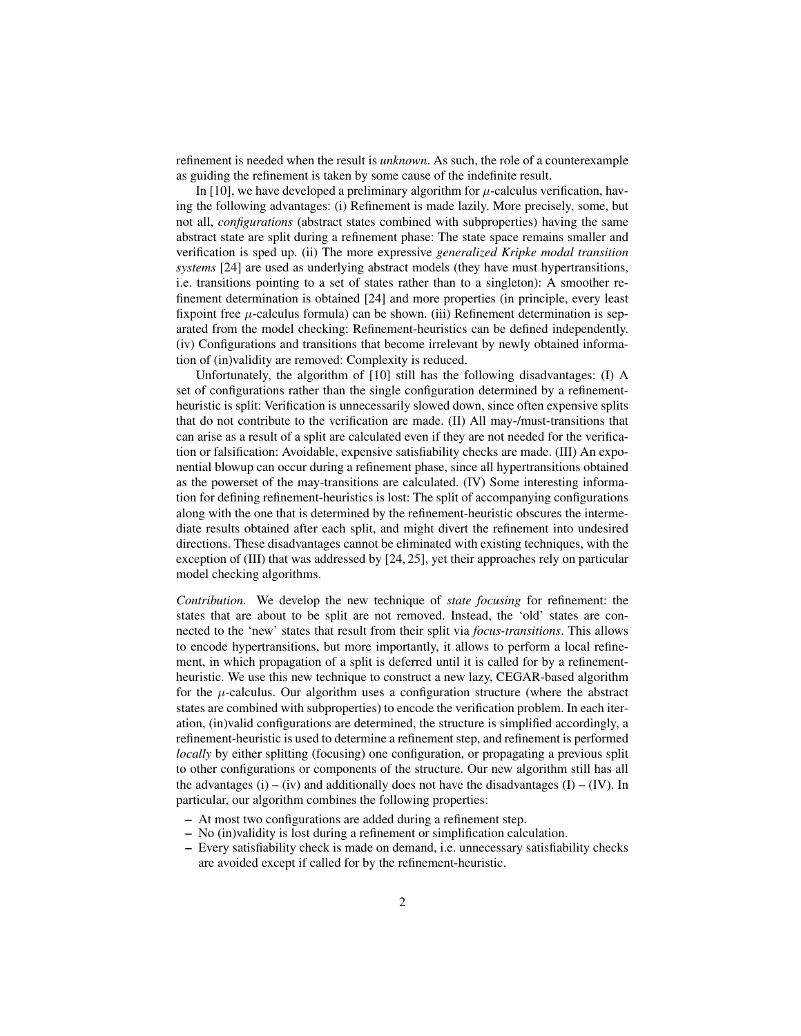refinement is needed when the result is *unknown*. As such, the role of a counterexample as guiding the refinement is taken by some cause of the indefinite result.

In [10], we have developed a preliminary algorithm for $\mu$-calculus verification, having the following advantages: (i) Refinement is made lazily. More precisely, some, but not all, *configurations* (abstract states combined with subproperties) having the same abstract state are split during a refinement phase: The state space remains smaller and verification is sped up. (ii) The more expressive *generalized Kripke modal transition systems* [24] are used as underlying abstract models (they have must hypertransitions, i.e. transitions pointing to a set of states rather than to a singleton): A smoother refinement determination is obtained [24] and more properties (in principle, every least fixpoint free $\mu$-calculus formula) can be shown. (iii) Refinement determination is separated from the model checking: Refinement-heuristics can be defined independently. (iv) Configurations and transitions that become irrelevant by newly obtained information of (in)validity are removed: Complexity is reduced.

Unfortunately, the algorithm of [10] still has the following disadvantages: (I) A set of configurations rather than the single configuration determined by a refinement-heuristic is split: Verification is unnecessarily slowed down, since often expensive splits that do not contribute to the verification are made. (II) All may-/must-transitions that can arise as a result of a split are calculated even if they are not needed for the verification or falsification: Avoidable, expensive satisfiability checks are made. (III) An exponential blowup can occur during a refinement phase, since all hypertransitions obtained as the powerset of the may-transitions are calculated. (IV) Some interesting information for defining refinement-heuristics is lost: The split of accompanying configurations along with the one that is determined by the refinement-heuristic obscures the intermediate results obtained after each split, and might divert the refinement into undesired directions. These disadvantages cannot be eliminated with existing techniques, with the exception of (III) that was addressed by [24, 25], yet their approaches rely on particular model checking algorithms.

*Contribution.* We develop the new technique of *state focusing* for refinement: the states that are about to be split are not removed. Instead, the 'old' states are connected to the 'new' states that result from their split via *focus-transitions*. This allows to encode hypertransitions, but more importantly, it allows to perform a local refinement, in which propagation of a split is deferred until it is called for by a refinement-heuristic. We use this new technique to construct a new lazy, CEGAR-based algorithm for the $\mu$-calculus. Our algorithm uses a configuration structure (where the abstract states are combined with subproperties) to encode the verification problem. In each iteration, (in)valid configurations are determined, the structure is simplified accordingly, a refinement-heuristic is used to determine a refinement step, and refinement is performed *locally* by either splitting (focusing) one configuration, or propagating a previous split to other configurations or components of the structure. Our new algorithm still has all the advantages (i) – (iv) and additionally does not have the disadvantages (I) – (IV). In particular, our algorithm combines the following properties:

- At most two configurations are added during a refinement step.
- No (in)validity is lost during a refinement or simplification calculation.
- Every satisfiability check is made on demand, i.e. unnecessary satisfiability checks are avoided except if called for by the refinement-heuristic.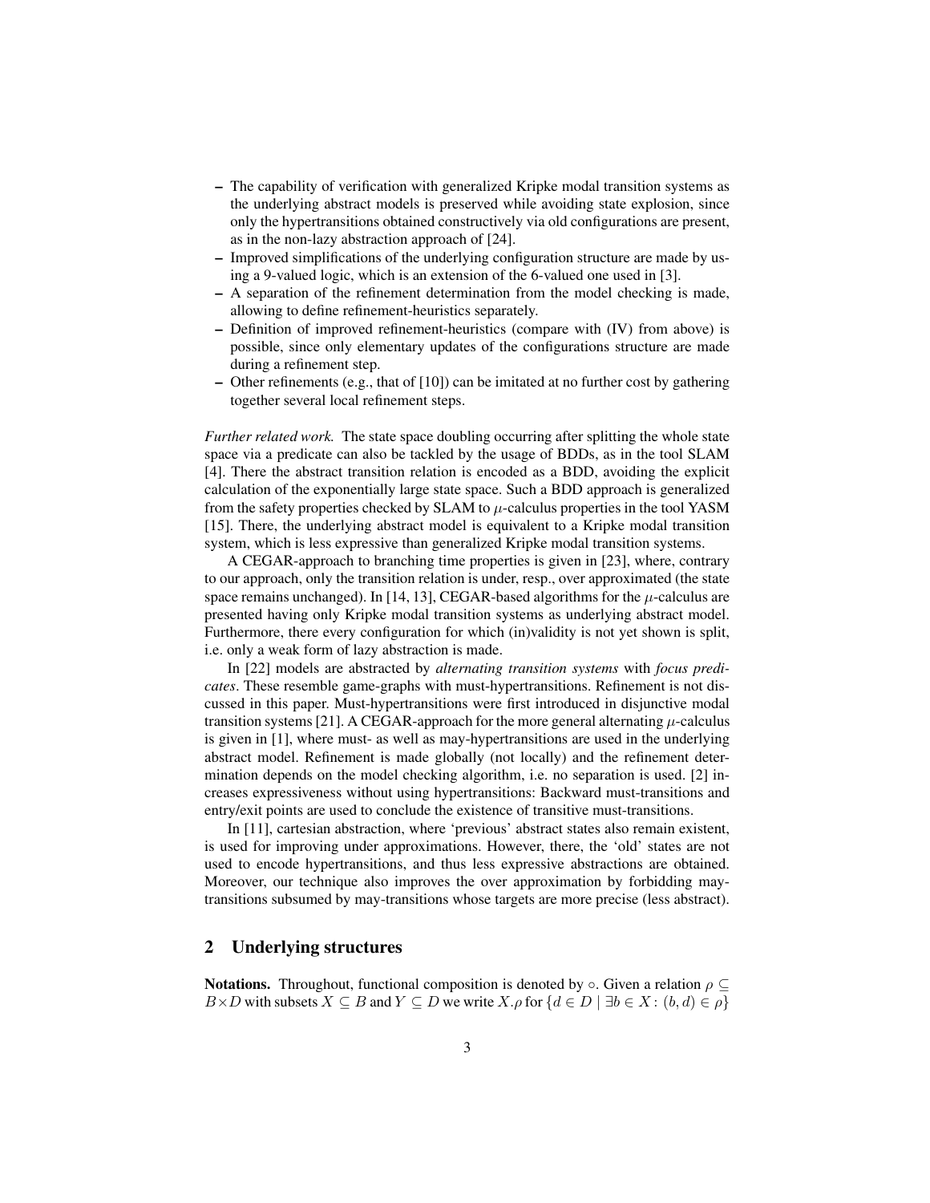- The capability of verification with generalized Kripke modal transition systems as the underlying abstract models is preserved while avoiding state explosion, since only the hypertransitions obtained constructively via old configurations are present, as in the non-lazy abstraction approach of [24].
- Improved simplifications of the underlying configuration structure are made by using a 9-valued logic, which is an extension of the 6-valued one used in [3].
- A separation of the refinement determination from the model checking is made, allowing to define refinement-heuristics separately.
- Definition of improved refinement-heuristics (compare with (IV) from above) is possible, since only elementary updates of the configurations structure are made during a refinement step.
- Other refinements (e.g., that of [10]) can be imitated at no further cost by gathering together several local refinement steps.

*Further related work.* The state space doubling occurring after splitting the whole state space via a predicate can also be tackled by the usage of BDDs, as in the tool SLAM [4]. There the abstract transition relation is encoded as a BDD, avoiding the explicit calculation of the exponentially large state space. Such a BDD approach is generalized from the safety properties checked by SLAM to $\mu$-calculus properties in the tool YASM [15]. There, the underlying abstract model is equivalent to a Kripke modal transition system, which is less expressive than generalized Kripke modal transition systems.

A CEGAR-approach to branching time properties is given in [23], where, contrary to our approach, only the transition relation is under, resp., over approximated (the state space remains unchanged). In [14, 13], CEGAR-based algorithms for the $\mu$-calculus are presented having only Kripke modal transition systems as underlying abstract model. Furthermore, there every configuration for which (in)validity is not yet shown is split, i.e. only a weak form of lazy abstraction is made.

In [22] models are abstracted by *alternating transition systems* with *focus predicates*. These resemble game-graphs with must-hypertransitions. Refinement is not discussed in this paper. Must-hypertransitions were first introduced in disjunctive modal transition systems [21]. A CEGAR-approach for the more general alternating $\mu$-calculus is given in [1], where must- as well as may-hypertransitions are used in the underlying abstract model. Refinement is made globally (not locally) and the refinement determination depends on the model checking algorithm, i.e. no separation is used. [2] increases expressiveness without using hypertransitions: Backward must-transitions and entry/exit points are used to conclude the existence of transitive must-transitions.

In [11], cartesian abstraction, where 'previous' abstract states also remain existent, is used for improving under approximations. However, there, the 'old' states are not used to encode hypertransitions, and thus less expressive abstractions are obtained. Moreover, our technique also improves the over approximation by forbidding may-transitions subsumed by may-transitions whose targets are more precise (less abstract).

## 2 Underlying structures

**Notations.** Throughout, functional composition is denoted by $\circ$. Given a relation $\rho \subseteq B \times D$ with subsets $X \subseteq B$ and $Y \subseteq D$ we write $X.\rho$ for $\{d \in D \mid \exists b \in X : (b, d) \in \rho\}$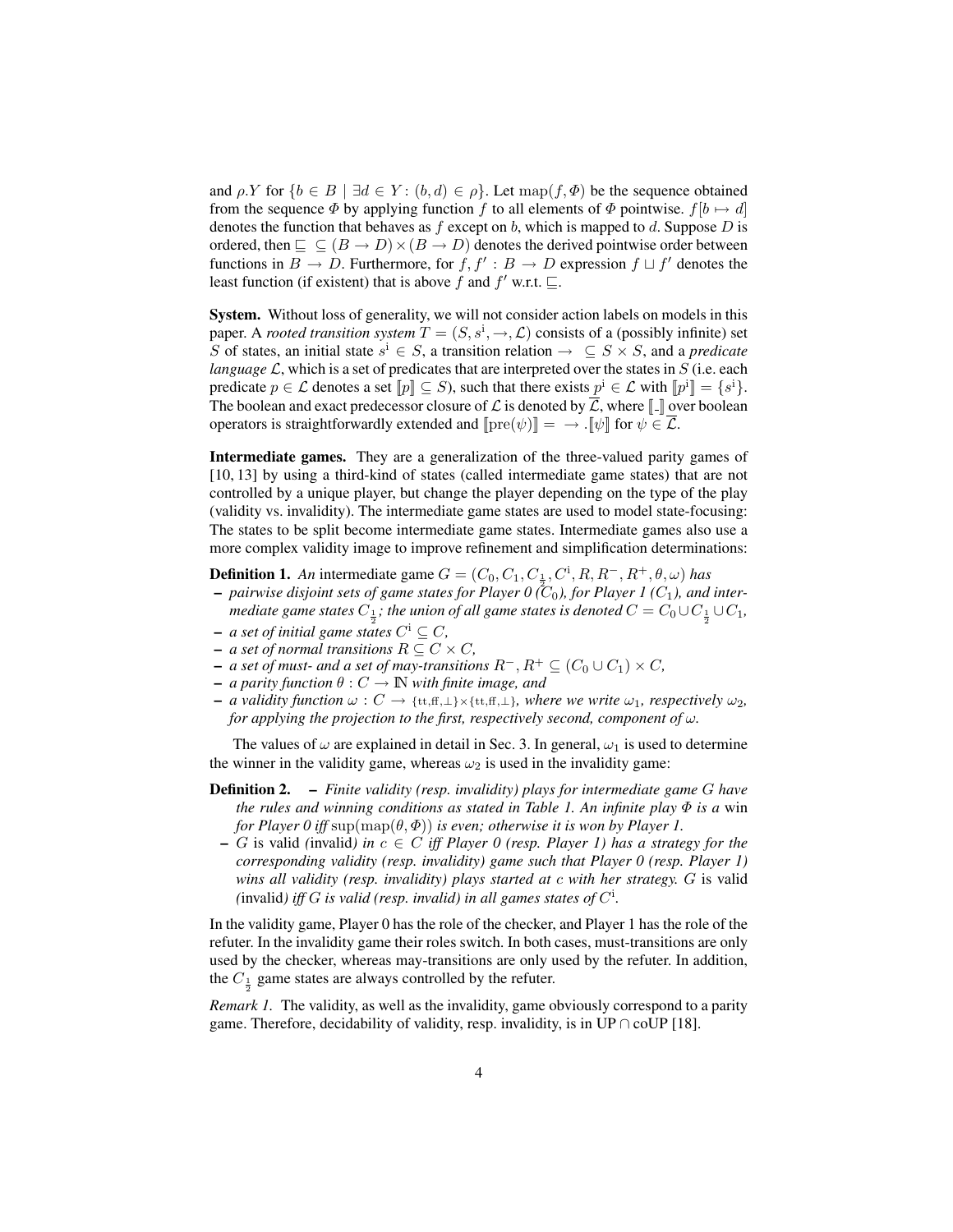and $\rho.Y$ for $\{b \in B \mid \exists d \in Y\colon (b,d) \in \rho\}$. Let $\mathrm{map}(f, \Phi)$ be the sequence obtained from the sequence $\Phi$ by applying function $f$ to all elements of $\Phi$ pointwise. $f[b \mapsto d]$ denotes the function that behaves as $f$ except on $b$, which is mapped to $d$. Suppose $D$ is ordered, then $\sqsubseteq\ \subseteq (B \to D) \times (B \to D)$ denotes the derived pointwise order between functions in $B \to D$. Furthermore, for $f, f' : B \to D$ expression $f \sqcup f'$ denotes the least function (if existent) that is above $f$ and $f'$ w.r.t. $\sqsubseteq$.

**System.** Without loss of generality, we will not consider action labels on models in this paper. A *rooted transition system* $T = (S, s^{\mathrm{i}}, \to, \mathcal{L})$ consists of a (possibly infinite) set $S$ of states, an initial state $s^{\mathrm{i}} \in S$, a transition relation $\to\ \subseteq S \times S$, and a *predicate language* $\mathcal{L}$, which is a set of predicates that are interpreted over the states in $S$ (i.e. each predicate $p \in \mathcal{L}$ denotes a set $[\![p]\!] \subseteq S$), such that there exists $p^{\mathrm{i}} \in \mathcal{L}$ with $[\![p^{\mathrm{i}}]\!] = \{s^{\mathrm{i}}\}$. The boolean and exact predecessor closure of $\mathcal{L}$ is denoted by $\overline{\mathcal{L}}$, where $[\![\_]\!]$ over boolean operators is straightforwardly extended and $[\![\mathrm{pre}(\psi)]\!] =\ \to.[\![\psi]\!]$ for $\psi \in \overline{\mathcal{L}}$.

**Intermediate games.** They are a generalization of the three-valued parity games of [10, 13] by using a third-kind of states (called intermediate game states) that are not controlled by a unique player, but change the player depending on the type of the play (validity vs. invalidity). The intermediate game states are used to model state-focusing: The states to be split become intermediate game states. Intermediate games also use a more complex validity image to improve refinement and simplification determinations:

**Definition 1.** *An* intermediate game $G = (C_0, C_1, C_{\frac{1}{2}}, C^{\mathrm{i}}, R, R^-, R^+, \theta, \omega)$ *has*

- *pairwise disjoint sets of game states for Player 0 ($C_0$), for Player 1 ($C_1$), and intermediate game states $C_{\frac{1}{2}}$; the union of all game states is denoted $C = C_0 \cup C_{\frac{1}{2}} \cup C_1$,*
- *a set of initial game states $C^{\mathrm{i}} \subseteq C$,*
- *a set of normal transitions $R \subseteq C \times C$,*
- *a set of must- and a set of may-transitions $R^-, R^+ \subseteq (C_0 \cup C_1) \times C$,*
- *a parity function $\theta : C \to \mathbb{N}$ with finite image, and*
- *a validity function $\omega : C \to \{\mathrm{tt},\mathrm{ff},\bot\} \times \{\mathrm{tt},\mathrm{ff},\bot\}$, where we write $\omega_1$, respectively $\omega_2$, for applying the projection to the first, respectively second, component of $\omega$.*

The values of $\omega$ are explained in detail in Sec. 3. In general, $\omega_1$ is used to determine the winner in the validity game, whereas $\omega_2$ is used in the invalidity game:

**Definition 2.**
- *Finite validity (resp. invalidity) plays for intermediate game $G$ have the rules and winning conditions as stated in Table 1. An infinite play $\Phi$ is a* win *for Player 0 iff $\sup(\mathrm{map}(\theta, \Phi))$ is even; otherwise it is won by Player 1.*
- *$G$ is* valid *(*invalid*) in $c \in C$ iff Player 0 (resp. Player 1) has a strategy for the corresponding validity (resp. invalidity) game such that Player 0 (resp. Player 1) wins all validity (resp. invalidity) plays started at $c$ with her strategy. $G$ is* valid *(*invalid*) iff $G$ is valid (resp. invalid) in all games states of $C^{\mathrm{i}}$.*

In the validity game, Player 0 has the role of the checker, and Player 1 has the role of the refuter. In the invalidity game their roles switch. In both cases, must-transitions are only used by the checker, whereas may-transitions are only used by the refuter. In addition, the $C_{\frac{1}{2}}$ game states are always controlled by the refuter.

*Remark 1.* The validity, as well as the invalidity, game obviously correspond to a parity game. Therefore, decidability of validity, resp. invalidity, is in UP $\cap$ coUP [18].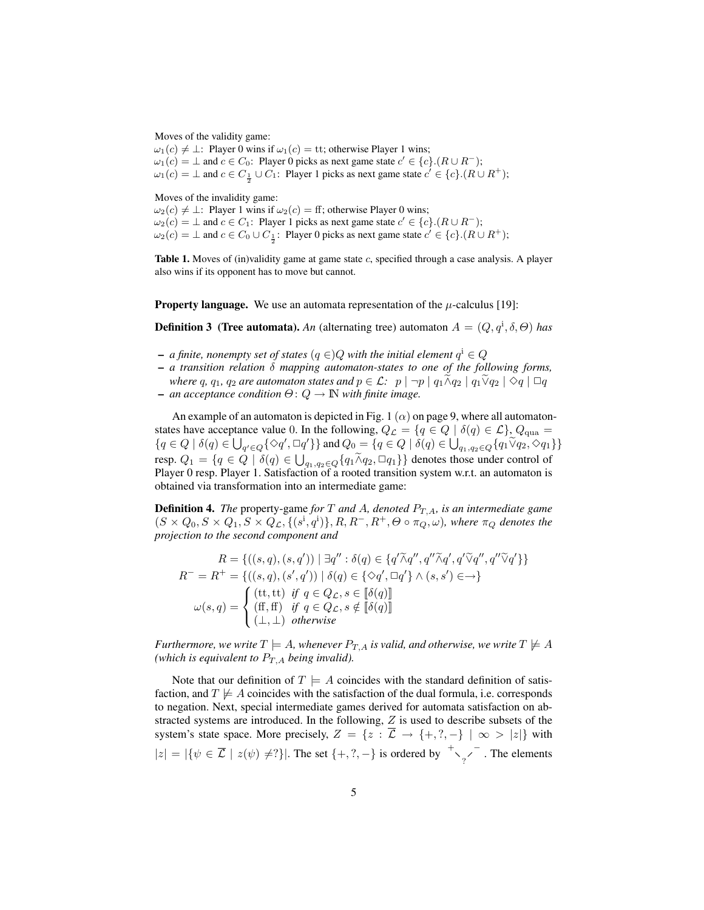Moves of the validity game:
$\omega_1(c) \neq \bot$: Player 0 wins if $\omega_1(c) = \mathrm{tt}$; otherwise Player 1 wins;
$\omega_1(c) = \bot$ and $c \in C_0$: Player 0 picks as next game state $c' \in \{c\}.(R \cup R^-)$;
$\omega_1(c) = \bot$ and $c \in C_{\frac{1}{2}} \cup C_1$: Player 1 picks as next game state $c' \in \{c\}.(R \cup R^+)$;

Moves of the invalidity game:
$\omega_2(c) \neq \bot$: Player 1 wins if $\omega_2(c) = \mathrm{ff}$; otherwise Player 0 wins;
$\omega_2(c) = \bot$ and $c \in C_1$: Player 1 picks as next game state $c' \in \{c\}.(R \cup R^-)$;
$\omega_2(c) = \bot$ and $c \in C_0 \cup C_{\frac{1}{2}}$: Player 0 picks as next game state $c' \in \{c\}.(R \cup R^+)$;

**Table 1.** Moves of (in)validity game at game state $c$, specified through a case analysis. A player also wins if its opponent has to move but cannot.

**Property language.** We use an automata representation of the $\mu$-calculus [19]:

**Definition 3 (Tree automata).** *An* (alternating tree) automaton $A = (Q, q^{\mathrm{i}}, \delta, \Theta)$ *has*

- *a finite, nonempty set of states* $(q \in)Q$ *with the initial element* $q^{\mathrm{i}} \in Q$
- *a transition relation* $\delta$ *mapping automaton-states to one of the following forms, where* $q$, $q_1$, $q_2$ *are automaton states and* $p \in \mathcal{L}$*:* $p \mid \neg p \mid q_1 \tilde{\wedge} q_2 \mid q_1 \tilde{\vee} q_2 \mid \Diamond q \mid \Box q$
- *an acceptance condition* $\Theta\colon Q \to \mathbb{N}$ *with finite image.*

An example of an automaton is depicted in Fig. 1 $(\alpha)$ on page 9, where all automaton-states have acceptance value 0. In the following, $Q_{\mathcal{L}} = \{q \in Q \mid \delta(q) \in \mathcal{L}\}$, $Q_{\mathrm{qua}} = \{q \in Q \mid \delta(q) \in \bigcup_{q' \in Q}\{\Diamond q', \Box q'\}\}$ and $Q_0 = \{q \in Q \mid \delta(q) \in \bigcup_{q_1, q_2 \in Q}\{q_1 \tilde{\vee} q_2, \Diamond q_1\}\}$ resp. $Q_1 = \{q \in Q \mid \delta(q) \in \bigcup_{q_1, q_2 \in Q}\{q_1 \tilde{\wedge} q_2, \Box q_1\}\}$ denotes those under control of Player 0 resp. Player 1. Satisfaction of a rooted transition system w.r.t. an automaton is obtained via transformation into an intermediate game:

**Definition 4.** *The* property-game *for* $T$ *and* $A$*, denoted* $P_{T,A}$*, is an intermediate game* $(S \times Q_0, S \times Q_1, S \times Q_{\mathcal{L}}, \{(s^{\mathrm{i}}, q^{\mathrm{i}})\}, R, R^-, R^+, \Theta \circ \pi_Q, \omega)$*, where* $\pi_Q$ *denotes the projection to the second component and*

$$R = \{((s,q),(s,q')) \mid \exists q'' : \delta(q) \in \{q' \tilde{\wedge} q'', q'' \tilde{\wedge} q', q' \tilde{\vee} q'', q'' \tilde{\vee} q'\}\}$$

$$R^- = R^+ = \{((s,q),(s',q')) \mid \delta(q) \in \{\Diamond q', \Box q'\} \wedge (s,s') \in \to\}$$

$$\omega(s,q) = \begin{cases} (\mathrm{tt},\mathrm{tt}) & \text{if } q \in Q_{\mathcal{L}}, s \in [\![\delta(q)]\!] \\ (\mathrm{ff},\mathrm{ff}) & \text{if } q \in Q_{\mathcal{L}}, s \notin [\![\delta(q)]\!] \\ (\bot,\bot) & \text{otherwise} \end{cases}$$

*Furthermore, we write* $T \models A$*, whenever* $P_{T,A}$ *is valid, and otherwise, we write* $T \not\models A$ *(which is equivalent to* $P_{T,A}$ *being invalid).*

Note that our definition of $T \models A$ coincides with the standard definition of satisfaction, and $T \not\models A$ coincides with the satisfaction of the dual formula, i.e. corresponds to negation. Next, special intermediate games derived for automata satisfaction on abstracted systems are introduced. In the following, $Z$ is used to describe subsets of the system's state space. More precisely, $Z = \{z : \overline{\mathcal{L}} \to \{+, ?, -\} \mid \infty > |z|\}$ with $|z| = |\{\psi \in \overline{\mathcal{L}} \mid z(\psi) \neq ?\}|$. The set $\{+, ?, -\}$ is ordered by $\overset{+}{\searrow}_{?}\overset{-}{\swarrow}$. The elements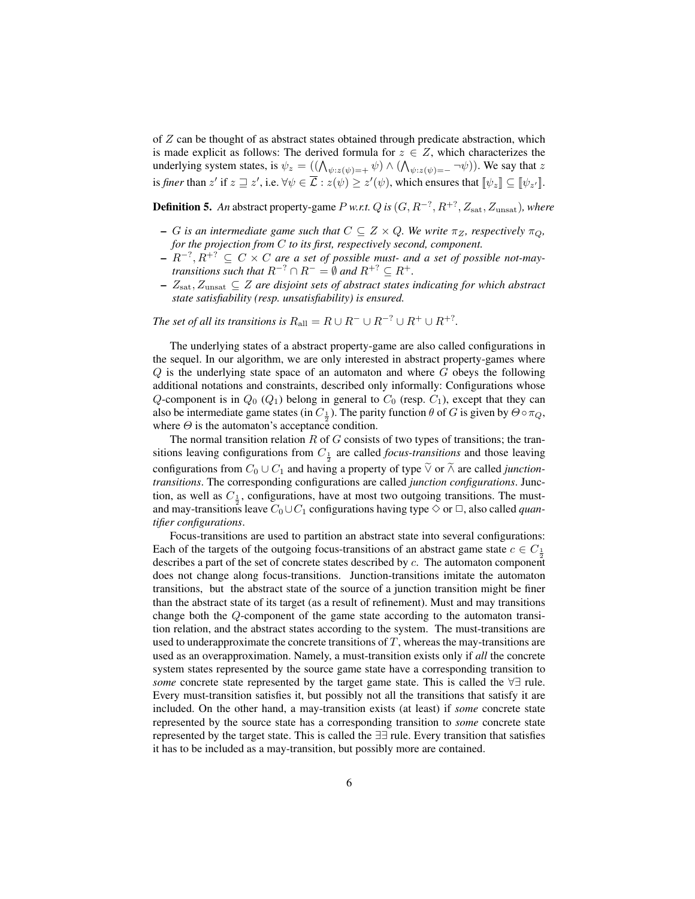of $Z$ can be thought of as abstract states obtained through predicate abstraction, which is made explicit as follows: The derived formula for $z \in Z$, which characterizes the underlying system states, is $\psi_z = ((\bigwedge_{\psi:z(\psi)=+} \psi) \wedge (\bigwedge_{\psi:z(\psi)=-} \neg\psi))$. We say that $z$ is *finer* than $z'$ if $z \sqsupseteq z'$, i.e. $\forall \psi \in \overline{\mathcal{L}} : z(\psi) \geq z'(\psi)$, which ensures that $[\![\psi_z]\!] \subseteq [\![\psi_{z'}]\!]$.

**Definition 5.** *An* abstract property-game *$P$ w.r.t. $Q$ is $(G, R^{-?}, R^{+?}, Z_{\mathrm{sat}}, Z_{\mathrm{unsat}})$, where*

- *$G$ is an intermediate game such that $C \subseteq Z \times Q$. We write $\pi_Z$, respectively $\pi_Q$, for the projection from $C$ to its first, respectively second, component.*
- *$R^{-?}, R^{+?} \subseteq C \times C$ are a set of possible must- and a set of possible not-may-transitions such that $R^{-?} \cap R^{-} = \emptyset$ and $R^{+?} \subseteq R^{+}$.*
- *$Z_{\mathrm{sat}}, Z_{\mathrm{unsat}} \subseteq Z$ are disjoint sets of abstract states indicating for which abstract state satisfiability (resp. unsatisfiability) is ensured.*

*The set of all its transitions is $R_{\mathrm{all}} = R \cup R^{-} \cup R^{-?} \cup R^{+} \cup R^{+?}$.*

The underlying states of a abstract property-game are also called configurations in the sequel. In our algorithm, we are only interested in abstract property-games where $Q$ is the underlying state space of an automaton and where $G$ obeys the following additional notations and constraints, described only informally: Configurations whose $Q$-component is in $Q_0$ ($Q_1$) belong in general to $C_0$ (resp. $C_1$), except that they can also be intermediate game states (in $C_{\frac{1}{2}}$). The parity function $\theta$ of $G$ is given by $\Theta \circ \pi_Q$, where $\Theta$ is the automaton's acceptance condition.

The normal transition relation $R$ of $G$ consists of two types of transitions; the transitions leaving configurations from $C_{\frac{1}{2}}$ are called *focus-transitions* and those leaving configurations from $C_0 \cup C_1$ and having a property of type $\widetilde{\vee}$ or $\widetilde{\wedge}$ are called *junction-transitions*. The corresponding configurations are called *junction configurations*. Junction, as well as $C_{\frac{1}{2}}$, configurations, have at most two outgoing transitions. The must- and may-transitions leave $C_0 \cup C_1$ configurations having type $\Diamond$ or $\Box$, also called *quantifier configurations*.

Focus-transitions are used to partition an abstract state into several configurations: Each of the targets of the outgoing focus-transitions of an abstract game state $c \in C_{\frac{1}{2}}$ describes a part of the set of concrete states described by $c$. The automaton component does not change along focus-transitions. Junction-transitions imitate the automaton transitions, but the abstract state of the source of a junction transition might be finer than the abstract state of its target (as a result of refinement). Must and may transitions change both the $Q$-component of the game state according to the automaton transition relation, and the abstract states according to the system. The must-transitions are used to underapproximate the concrete transitions of $T$, whereas the may-transitions are used as an overapproximation. Namely, a must-transition exists only if *all* the concrete system states represented by the source game state have a corresponding transition to *some* concrete state represented by the target game state. This is called the $\forall\exists$ rule. Every must-transition satisfies it, but possibly not all the transitions that satisfy it are included. On the other hand, a may-transition exists (at least) if *some* concrete state represented by the source state has a corresponding transition to *some* concrete state represented by the target state. This is called the $\exists\exists$ rule. Every transition that satisfies it has to be included as a may-transition, but possibly more are contained.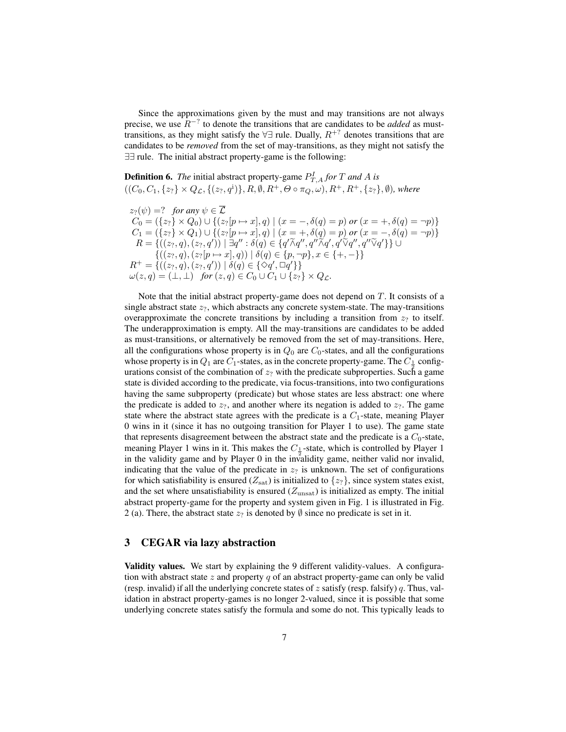Since the approximations given by the must and may transitions are not always precise, we use $R^{-?}$ to denote the transitions that are candidates to be *added* as must-transitions, as they might satisfy the $\forall\exists$ rule. Dually, $R^{+?}$ denotes transitions that are candidates to be *removed* from the set of may-transitions, as they might not satisfy the $\exists\exists$ rule. The initial abstract property-game is the following:

**Definition 6.** *The* initial abstract property-game $P^I_{T,A}$ *for $T$ and $A$ is* $((C_0, C_1, \{z_?\} \times Q_{\mathcal{L}}, \{(z_?, q^{\mathrm{i}})\}, R, \emptyset, R^+, \Theta \circ \pi_Q, \omega), R^+, R^+, \{z_?\}, \emptyset)$*, where*

$$
\begin{aligned}
z_?(\psi) &= ? \quad \text{for any } \psi \in \overline{\mathcal{L}} \\
C_0 &= (\{z_?\} \times Q_0) \cup \{(z_?[p \mapsto x], q) \mid (x = -, \delta(q) = p) \text{ or } (x = +, \delta(q) = \neg p)\} \\
C_1 &= (\{z_?\} \times Q_1) \cup \{(z_?[p \mapsto x], q) \mid (x = +, \delta(q) = p) \text{ or } (x = -, \delta(q) = \neg p)\} \\
R &= \{((z_?, q), (z_?, q')) \mid \exists q'' : \delta(q) \in \{q' \widetilde{\wedge} q'', q'' \widetilde{\wedge} q', q' \widetilde{\vee} q'', q'' \widetilde{\vee} q'\}\} \cup \\
&\quad \{((z_?, q), (z_?[p \mapsto x], q)) \mid \delta(q) \in \{p, \neg p\}, x \in \{+, -\}\} \\
R^+ &= \{((z_?, q), (z_?, q')) \mid \delta(q) \in \{\Diamond q', \Box q'\}\} \\
\omega(z, q) &= (\bot, \bot) \quad \text{for } (z, q) \in C_0 \cup C_1 \cup \{z_?\} \times Q_{\mathcal{L}}.
\end{aligned}
$$

Note that the initial abstract property-game does not depend on $T$. It consists of a single abstract state $z_?$, which abstracts any concrete system-state. The may-transitions overapproximate the concrete transitions by including a transition from $z_?$ to itself. The underapproximation is empty. All the may-transitions are candidates to be added as must-transitions, or alternatively be removed from the set of may-transitions. Here, all the configurations whose property is in $Q_0$ are $C_0$-states, and all the configurations whose property is in $Q_1$ are $C_1$-states, as in the concrete property-game. The $C_{\frac{1}{2}}$ configurations consist of the combination of $z_?$ with the predicate subproperties. Such a game state is divided according to the predicate, via focus-transitions, into two configurations having the same subproperty (predicate) but whose states are less abstract: one where the predicate is added to $z_?$, and another where its negation is added to $z_?$. The game state where the abstract state agrees with the predicate is a $C_1$-state, meaning Player 0 wins in it (since it has no outgoing transition for Player 1 to use). The game state that represents disagreement between the abstract state and the predicate is a $C_0$-state, meaning Player 1 wins in it. This makes the $C_{\frac{1}{2}}$-state, which is controlled by Player 1 in the validity game and by Player 0 in the invalidity game, neither valid nor invalid, indicating that the value of the predicate in $z_?$ is unknown. The set of configurations for which satisfiability is ensured ($Z_{\mathrm{sat}}$) is initialized to $\{z_?\}$, since system states exist, and the set where unsatisfiability is ensured ($Z_{\mathrm{unsat}}$) is initialized as empty. The initial abstract property-game for the property and system given in Fig. 1 is illustrated in Fig. 2 (a). There, the abstract state $z_?$ is denoted by $\emptyset$ since no predicate is set in it.

## 3 CEGAR via lazy abstraction

**Validity values.** We start by explaining the 9 different validity-values. A configuration with abstract state $z$ and property $q$ of an abstract property-game can only be valid (resp. invalid) if all the underlying concrete states of $z$ satisfy (resp. falsify) $q$. Thus, validation in abstract property-games is no longer 2-valued, since it is possible that some underlying concrete states satisfy the formula and some do not. This typically leads to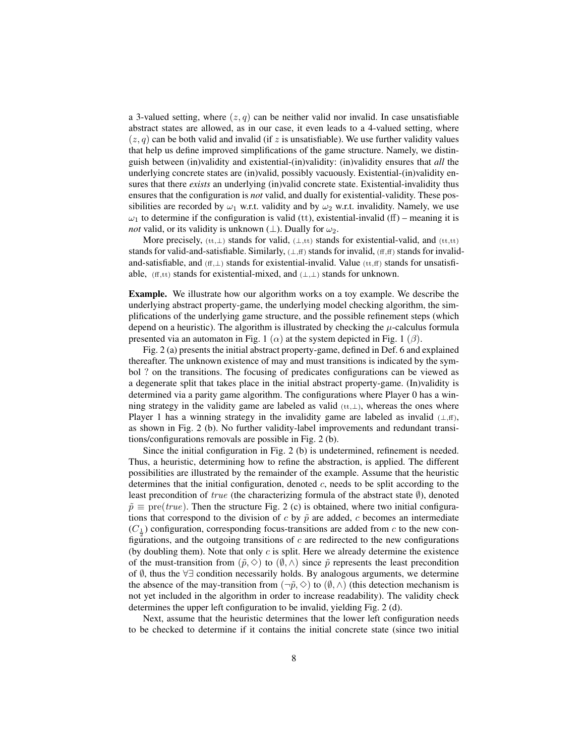a 3-valued setting, where $(z, q)$ can be neither valid nor invalid. In case unsatisfiable abstract states are allowed, as in our case, it even leads to a 4-valued setting, where $(z, q)$ can be both valid and invalid (if $z$ is unsatisfiable). We use further validity values that help us define improved simplifications of the game structure. Namely, we distinguish between (in)validity and existential-(in)validity: (in)validity ensures that *all* the underlying concrete states are (in)valid, possibly vacuously. Existential-(in)validity ensures that there *exists* an underlying (in)valid concrete state. Existential-invalidity thus ensures that the configuration is *not* valid, and dually for existential-validity. These possibilities are recorded by $\omega_1$ w.r.t. validity and by $\omega_2$ w.r.t. invalidity. Namely, we use $\omega_1$ to determine if the configuration is valid ($\mathrm{tt}$), existential-invalid ($\mathrm{ff}$) – meaning it is *not* valid, or its validity is unknown ($\bot$). Dually for $\omega_2$.

More precisely, $(\mathrm{tt},\bot)$ stands for valid, $(\bot,\mathrm{tt})$ stands for existential-valid, and $(\mathrm{tt},\mathrm{tt})$ stands for valid-and-satisfiable. Similarly, $(\bot,\mathrm{ff})$ stands for invalid, $(\mathrm{ff},\mathrm{ff})$ stands for invalid-and-satisfiable, and $(\mathrm{ff},\bot)$ stands for existential-invalid. Value $(\mathrm{tt},\mathrm{ff})$ stands for unsatisfiable, $(\mathrm{ff},\mathrm{tt})$ stands for existential-mixed, and $(\bot,\bot)$ stands for unknown.

**Example.** We illustrate how our algorithm works on a toy example. We describe the underlying abstract property-game, the underlying model checking algorithm, the simplifications of the underlying game structure, and the possible refinement steps (which depend on a heuristic). The algorithm is illustrated by checking the $\mu$-calculus formula presented via an automaton in Fig. 1 ($\alpha$) at the system depicted in Fig. 1 ($\beta$).

Fig. 2 (a) presents the initial abstract property-game, defined in Def. 6 and explained thereafter. The unknown existence of may and must transitions is indicated by the symbol ? on the transitions. The focusing of predicates configurations can be viewed as a degenerate split that takes place in the initial abstract property-game. (In)validity is determined via a parity game algorithm. The configurations where Player 0 has a winning strategy in the validity game are labeled as valid $(\mathrm{tt},\bot)$, whereas the ones where Player 1 has a winning strategy in the invalidity game are labeled as invalid $(\bot,\mathrm{ff})$, as shown in Fig. 2 (b). No further validity-label improvements and redundant transitions/configurations removals are possible in Fig. 2 (b).

Since the initial configuration in Fig. 2 (b) is undetermined, refinement is needed. Thus, a heuristic, determining how to refine the abstraction, is applied. The different possibilities are illustrated by the remainder of the example. Assume that the heuristic determines that the initial configuration, denoted $c$, needs to be split according to the least precondition of $true$ (the characterizing formula of the abstract state $\emptyset$), denoted $\tilde{p} \equiv \mathrm{pre}(true)$. Then the structure Fig. 2 (c) is obtained, where two initial configurations that correspond to the division of $c$ by $\tilde{p}$ are added, $c$ becomes an intermediate ($C_{\frac{1}{2}}$) configuration, corresponding focus-transitions are added from $c$ to the new configurations, and the outgoing transitions of $c$ are redirected to the new configurations (by doubling them). Note that only $c$ is split. Here we already determine the existence of the must-transition from $(\tilde{p}, \Diamond)$ to $(\emptyset, \wedge)$ since $\tilde{p}$ represents the least precondition of $\emptyset$, thus the $\forall\exists$ condition necessarily holds. By analogous arguments, we determine the absence of the may-transition from $(\neg\tilde{p}, \Diamond)$ to $(\emptyset, \wedge)$ (this detection mechanism is not yet included in the algorithm in order to increase readability). The validity check determines the upper left configuration to be invalid, yielding Fig. 2 (d).

Next, assume that the heuristic determines that the lower left configuration needs to be checked to determine if it contains the initial concrete state (since two initial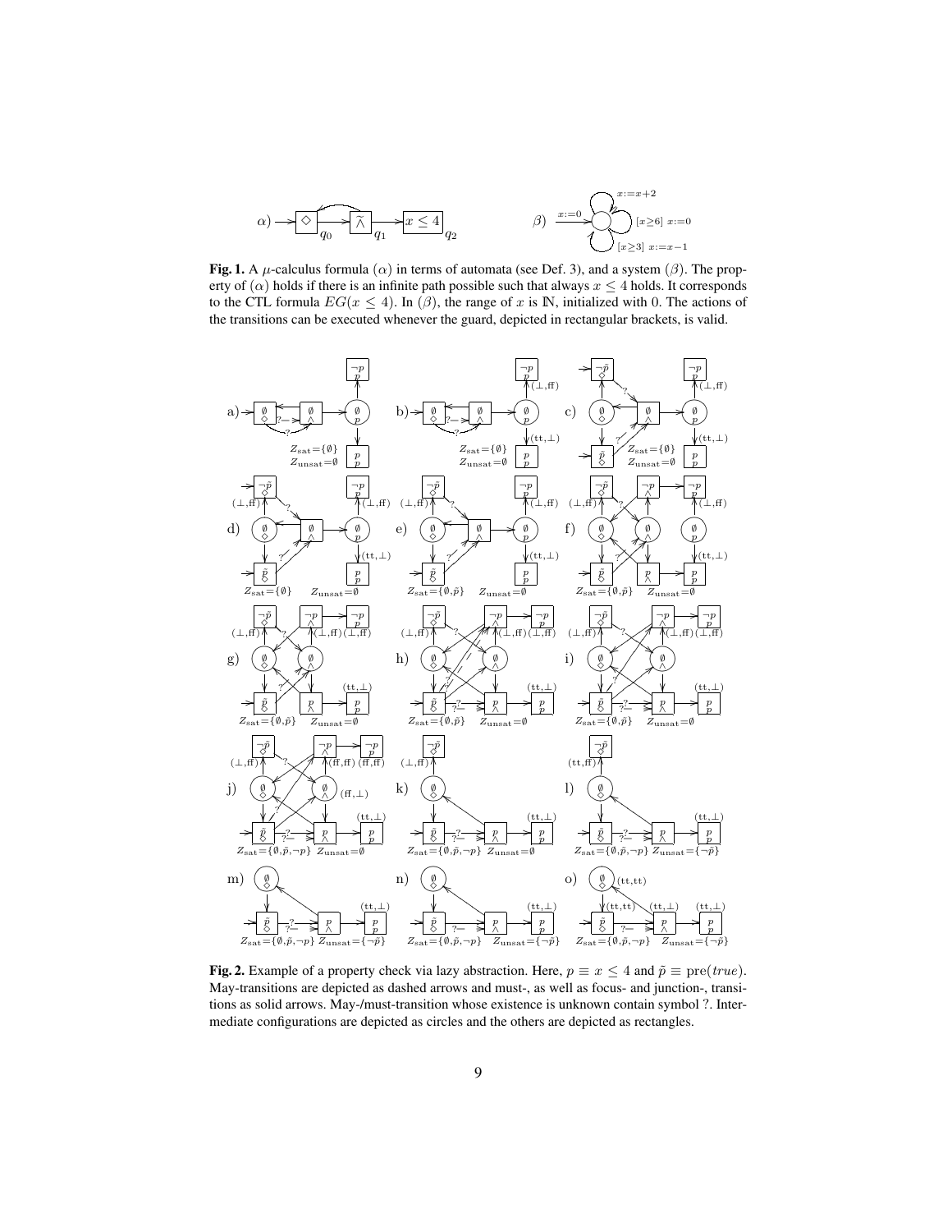Fig. 1. A $\mu$-calculus formula ($\alpha$) in terms of automata (see Def. 3), and a system ($\beta$). The property of ($\alpha$) holds if there is an infinite path possible such that always $x \leq 4$ holds. It corresponds to the CTL formula $EG(x \leq 4)$. In ($\beta$), the range of $x$ is $\mathbb{N}$, initialized with 0. The actions of the transitions can be executed whenever the guard, depicted in rectangular brackets, is valid.

Fig. 2. Example of a property check via lazy abstraction. Here, $p \equiv x \leq 4$ and $\tilde{p} \equiv \text{pre}(true)$. May-transitions are depicted as dashed arrows and must-, as well as focus- and junction-, transitions as solid arrows. May-/must-transition whose existence is unknown contain symbol ?. Intermediate configurations are depicted as circles and the others are depicted as rectangles.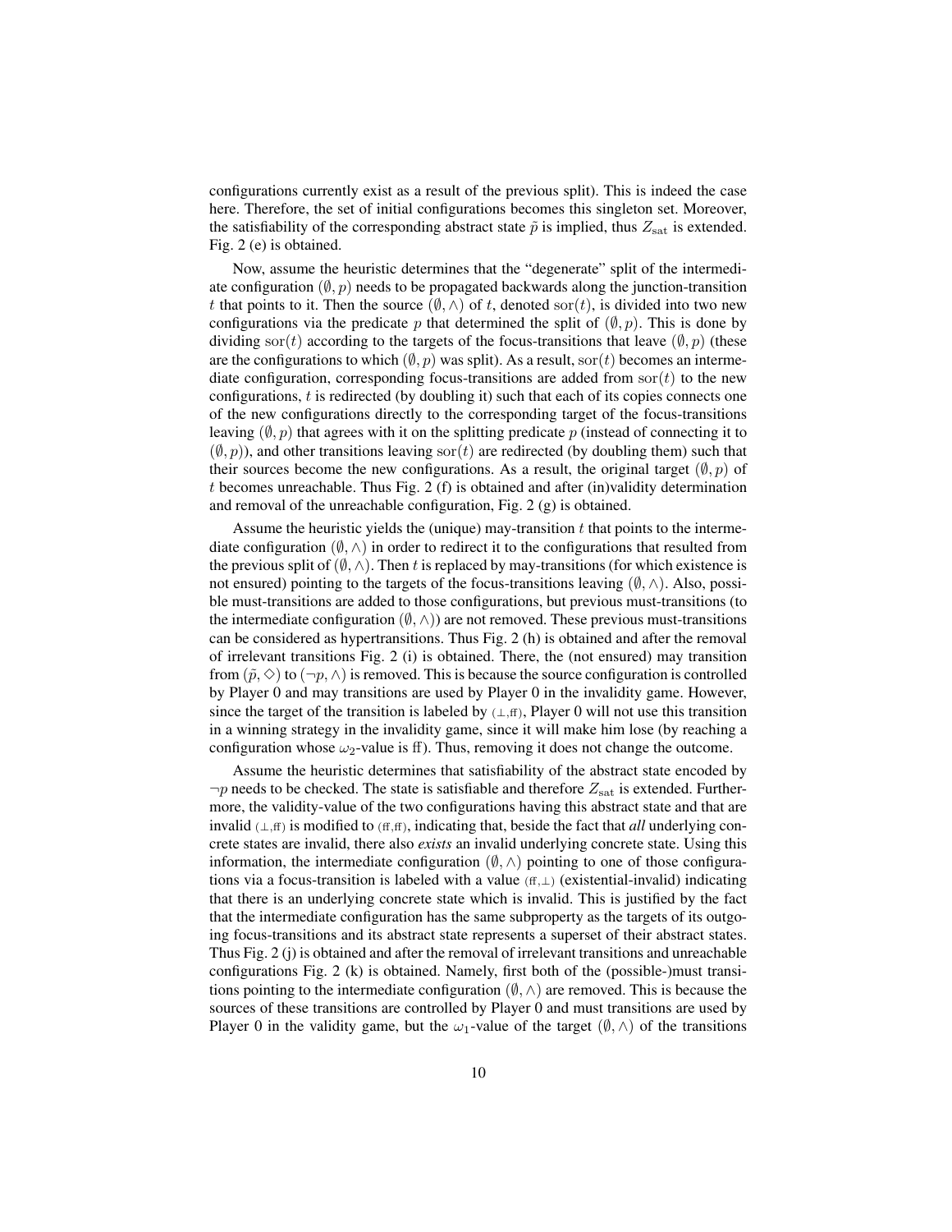configurations currently exist as a result of the previous split). This is indeed the case here. Therefore, the set of initial configurations becomes this singleton set. Moreover, the satisfiability of the corresponding abstract state $\tilde{p}$ is implied, thus $Z_{\rm sat}$ is extended. Fig. 2 (e) is obtained.

Now, assume the heuristic determines that the "degenerate" split of the intermediate configuration $(\emptyset, p)$ needs to be propagated backwards along the junction-transition $t$ that points to it. Then the source $(\emptyset, \wedge)$ of $t$, denoted $\mathrm{sor}(t)$, is divided into two new configurations via the predicate $p$ that determined the split of $(\emptyset, p)$. This is done by dividing $\mathrm{sor}(t)$ according to the targets of the focus-transitions that leave $(\emptyset, p)$ (these are the configurations to which $(\emptyset, p)$ was split). As a result, $\mathrm{sor}(t)$ becomes an intermediate configuration, corresponding focus-transitions are added from $\mathrm{sor}(t)$ to the new configurations, $t$ is redirected (by doubling it) such that each of its copies connects one of the new configurations directly to the corresponding target of the focus-transitions leaving $(\emptyset, p)$ that agrees with it on the splitting predicate $p$ (instead of connecting it to $(\emptyset, p)$), and other transitions leaving $\mathrm{sor}(t)$ are redirected (by doubling them) such that their sources become the new configurations. As a result, the original target $(\emptyset, p)$ of $t$ becomes unreachable. Thus Fig. 2 (f) is obtained and after (in)validity determination and removal of the unreachable configuration, Fig. 2 (g) is obtained.

Assume the heuristic yields the (unique) may-transition $t$ that points to the intermediate configuration $(\emptyset, \wedge)$ in order to redirect it to the configurations that resulted from the previous split of $(\emptyset, \wedge)$. Then $t$ is replaced by may-transitions (for which existence is not ensured) pointing to the targets of the focus-transitions leaving $(\emptyset, \wedge)$. Also, possible must-transitions are added to those configurations, but previous must-transitions (to the intermediate configuration $(\emptyset, \wedge)$) are not removed. These previous must-transitions can be considered as hypertransitions. Thus Fig. 2 (h) is obtained and after the removal of irrelevant transitions Fig. 2 (i) is obtained. There, the (not ensured) may transition from $(\tilde{p}, \diamond)$ to $(\neg p, \wedge)$ is removed. This is because the source configuration is controlled by Player 0 and may transitions are used by Player 0 in the invalidity game. However, since the target of the transition is labeled by $(\bot, \mathrm{ff})$, Player 0 will not use this transition in a winning strategy in the invalidity game, since it will make him lose (by reaching a configuration whose $\omega_2$-value is ff). Thus, removing it does not change the outcome.

Assume the heuristic determines that satisfiability of the abstract state encoded by $\neg p$ needs to be checked. The state is satisfiable and therefore $Z_{\rm sat}$ is extended. Furthermore, the validity-value of the two configurations having this abstract state and that are invalid $(\bot, \mathrm{ff})$ is modified to $(\mathrm{ff}, \mathrm{ff})$, indicating that, beside the fact that *all* underlying concrete states are invalid, there also *exists* an invalid underlying concrete state. Using this information, the intermediate configuration $(\emptyset, \wedge)$ pointing to one of those configurations via a focus-transition is labeled with a value $(\mathrm{ff}, \bot)$ (existential-invalid) indicating that there is an underlying concrete state which is invalid. This is justified by the fact that the intermediate configuration has the same subproperty as the targets of its outgoing focus-transitions and its abstract state represents a superset of their abstract states. Thus Fig. 2 (j) is obtained and after the removal of irrelevant transitions and unreachable configurations Fig. 2 (k) is obtained. Namely, first both of the (possible-)must transitions pointing to the intermediate configuration $(\emptyset, \wedge)$ are removed. This is because the sources of these transitions are controlled by Player 0 and must transitions are used by Player 0 in the validity game, but the $\omega_1$-value of the target $(\emptyset, \wedge)$ of the transitions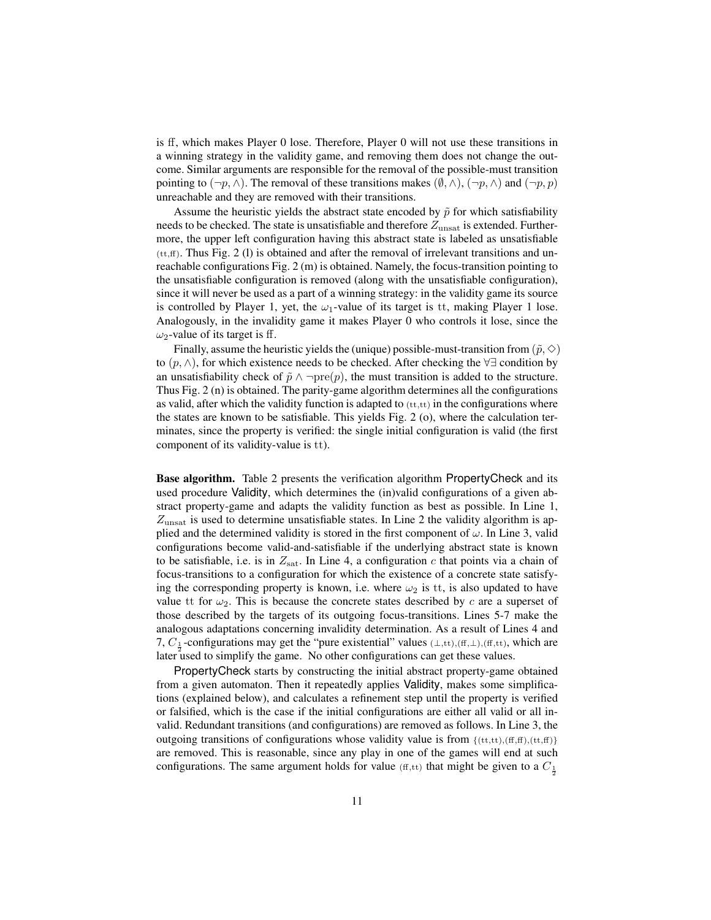is ff, which makes Player 0 lose. Therefore, Player 0 will not use these transitions in a winning strategy in the validity game, and removing them does not change the outcome. Similar arguments are responsible for the removal of the possible-must transition pointing to $(\neg p, \wedge)$. The removal of these transitions makes $(\emptyset, \wedge)$, $(\neg p, \wedge)$ and $(\neg p, p)$ unreachable and they are removed with their transitions.

Assume the heuristic yields the abstract state encoded by $\tilde{p}$ for which satisfiability needs to be checked. The state is unsatisfiable and therefore $Z_{\text{unsat}}$ is extended. Furthermore, the upper left configuration having this abstract state is labeled as unsatisfiable (tt,ff). Thus Fig. 2 (l) is obtained and after the removal of irrelevant transitions and unreachable configurations Fig. 2 (m) is obtained. Namely, the focus-transition pointing to the unsatisfiable configuration is removed (along with the unsatisfiable configuration), since it will never be used as a part of a winning strategy: in the validity game its source is controlled by Player 1, yet, the $\omega_1$-value of its target is tt, making Player 1 lose. Analogously, in the invalidity game it makes Player 0 who controls it lose, since the $\omega_2$-value of its target is ff.

Finally, assume the heuristic yields the (unique) possible-must-transition from $(\tilde{p}, \diamond)$ to $(p, \wedge)$, for which existence needs to be checked. After checking the $\forall\exists$ condition by an unsatisfiability check of $\tilde{p} \wedge \neg\text{pre}(p)$, the must transition is added to the structure. Thus Fig. 2 (n) is obtained. The parity-game algorithm determines all the configurations as valid, after which the validity function is adapted to (tt,tt) in the configurations where the states are known to be satisfiable. This yields Fig. 2 (o), where the calculation terminates, since the property is verified: the single initial configuration is valid (the first component of its validity-value is tt).

**Base algorithm.** Table 2 presents the verification algorithm PropertyCheck and its used procedure Validity, which determines the (in)valid configurations of a given abstract property-game and adapts the validity function as best as possible. In Line 1, $Z_{\text{unsat}}$ is used to determine unsatisfiable states. In Line 2 the validity algorithm is applied and the determined validity is stored in the first component of $\omega$. In Line 3, valid configurations become valid-and-satisfiable if the underlying abstract state is known to be satisfiable, i.e. is in $Z_{\text{sat}}$. In Line 4, a configuration $c$ that points via a chain of focus-transitions to a configuration for which the existence of a concrete state satisfying the corresponding property is known, i.e. where $\omega_2$ is tt, is also updated to have value tt for $\omega_2$. This is because the concrete states described by $c$ are a superset of those described by the targets of its outgoing focus-transitions. Lines 5-7 make the analogous adaptations concerning invalidity determination. As a result of Lines 4 and 7, $C_{\frac{1}{2}}$-configurations may get the "pure existential" values $(\perp,\text{tt})$,$(\text{ff},\perp)$,$(\text{ff},\text{tt})$, which are later used to simplify the game. No other configurations can get these values.

PropertyCheck starts by constructing the initial abstract property-game obtained from a given automaton. Then it repeatedly applies Validity, makes some simplifications (explained below), and calculates a refinement step until the property is verified or falsified, which is the case if the initial configurations are either all valid or all invalid. Redundant transitions (and configurations) are removed as follows. In Line 3, the outgoing transitions of configurations whose validity value is from $\{(\text{tt},\text{tt}),(\text{ff},\text{ff}),(\text{tt},\text{ff})\}$ are removed. This is reasonable, since any play in one of the games will end at such configurations. The same argument holds for value $(\text{ff},\text{tt})$ that might be given to a $C_{\frac{1}{2}}$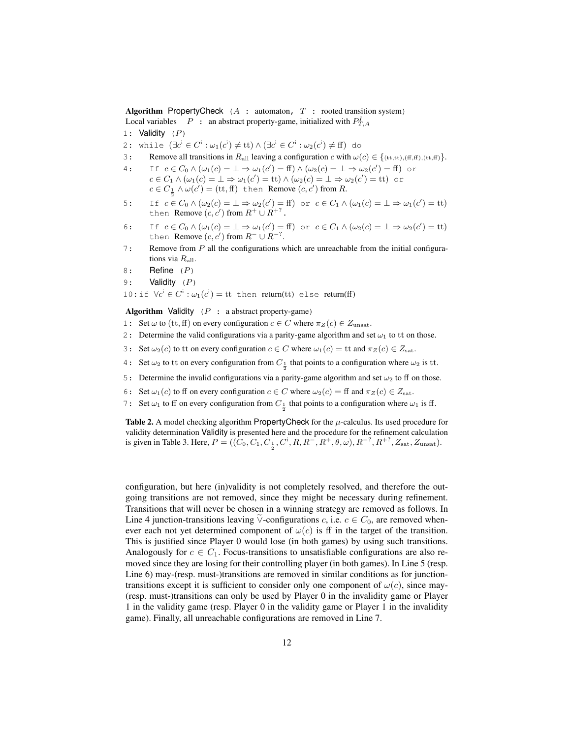**Algorithm** PropertyCheck ( $A$ : automaton, $T$ : rooted transition system)
Local variables $P$ : an abstract property-game, initialized with $P^I_{T,A}$

1: Validity ( $P$ )
2: while $(\exists c^{\mathrm{i}} \in C^{\mathrm{i}} : \omega_1(c^{\mathrm{i}}) \neq \mathrm{tt}) \wedge (\exists c^{\mathrm{i}} \in C^{\mathrm{i}} : \omega_2(c^{\mathrm{i}}) \neq \mathrm{ff})$ do
3: Remove all transitions in $R_{\mathrm{all}}$ leaving a configuration $c$ with $\omega(c) \in \{(\mathrm{tt},\mathrm{tt}),(\mathrm{ff},\mathrm{ff}),(\mathrm{tt},\mathrm{ff})\}$.
4: If $c \in C_0 \wedge (\omega_1(c) = \bot \Rightarrow \omega_1(c') = \mathrm{ff}) \wedge (\omega_2(c) = \bot \Rightarrow \omega_2(c') = \mathrm{ff})$ or $c \in C_1 \wedge (\omega_1(c) = \bot \Rightarrow \omega_1(c') = \mathrm{tt}) \wedge (\omega_2(c) = \bot \Rightarrow \omega_2(c') = \mathrm{tt})$ or $c \in C_{\frac{1}{2}} \wedge \omega(c') = (\mathrm{tt}, \mathrm{ff})$ then Remove $(c, c')$ from $R$.
5: If $c \in C_0 \wedge (\omega_2(c) = \bot \Rightarrow \omega_2(c') = \mathrm{ff})$ or $c \in C_1 \wedge (\omega_1(c) = \bot \Rightarrow \omega_1(c') = \mathrm{tt})$ then Remove $(c, c')$ from $R^+ \cup R^{+^?}$.
6: If $c \in C_0 \wedge (\omega_1(c) = \bot \Rightarrow \omega_1(c') = \mathrm{ff})$ or $c \in C_1 \wedge (\omega_2(c) = \bot \Rightarrow \omega_2(c') = \mathrm{tt})$ then Remove $(c, c')$ from $R^- \cup R^{-^?}$.
7: Remove from $P$ all the configurations which are unreachable from the initial configurations via $R_{\mathrm{all}}$.
8: Refine ( $P$ )
9: Validity ( $P$ )
10: if $\forall c^{\mathrm{i}} \in C^{\mathrm{i}} : \omega_1(c^{\mathrm{i}}) = \mathrm{tt}$ then return(tt) else return(ff)

**Algorithm** Validity ( $P$ : a abstract property-game)

1: Set $\omega$ to $(\mathrm{tt}, \mathrm{ff})$ on every configuration $c \in C$ where $\pi_Z(c) \in Z_{\mathrm{unsat}}$.
2: Determine the valid configurations via a parity-game algorithm and set $\omega_1$ to tt on those.
3: Set $\omega_2(c)$ to tt on every configuration $c \in C$ where $\omega_1(c) = \mathrm{tt}$ and $\pi_Z(c) \in Z_{\mathrm{sat}}$.
4: Set $\omega_2$ to tt on every configuration from $C_{\frac{1}{2}}$ that points to a configuration where $\omega_2$ is tt.
5: Determine the invalid configurations via a parity-game algorithm and set $\omega_2$ to ff on those.
6: Set $\omega_1(c)$ to ff on every configuration $c \in C$ where $\omega_2(c) = \mathrm{ff}$ and $\pi_Z(c) \in Z_{\mathrm{sat}}$.
7: Set $\omega_1$ to ff on every configuration from $C_{\frac{1}{2}}$ that points to a configuration where $\omega_1$ is ff.

**Table 2.** A model checking algorithm PropertyCheck for the $\mu$-calculus. Its used procedure for validity determination Validity is presented here and the procedure for the refinement calculation is given in Table 3. Here, $P = ((C_0, C_1, C_{\frac{1}{2}}, C^{\mathrm{i}}, R, R^-, R^+, \theta, \omega), R^{-^?}, R^{+^?}, Z_{\mathrm{sat}}, Z_{\mathrm{unsat}})$.

configuration, but here (in)validity is not completely resolved, and therefore the outgoing transitions are not removed, since they might be necessary during refinement. Transitions that will never be chosen in a winning strategy are removed as follows. In Line 4 junction-transitions leaving $\widetilde{\vee}$-configurations $c$, i.e. $c \in C_0$, are removed whenever each not yet determined component of $\omega(c)$ is ff in the target of the transition. This is justified since Player 0 would lose (in both games) by using such transitions. Analogously for $c \in C_1$. Focus-transitions to unsatisfiable configurations are also removed since they are losing for their controlling player (in both games). In Line 5 (resp. Line 6) may-(resp. must-)transitions are removed in similar conditions as for junction-transitions except it is sufficient to consider only one component of $\omega(c)$, since may-(resp. must-)transitions can only be used by Player 0 in the invalidity game or Player 1 in the validity game (resp. Player 0 in the validity game or Player 1 in the invalidity game). Finally, all unreachable configurations are removed in Line 7.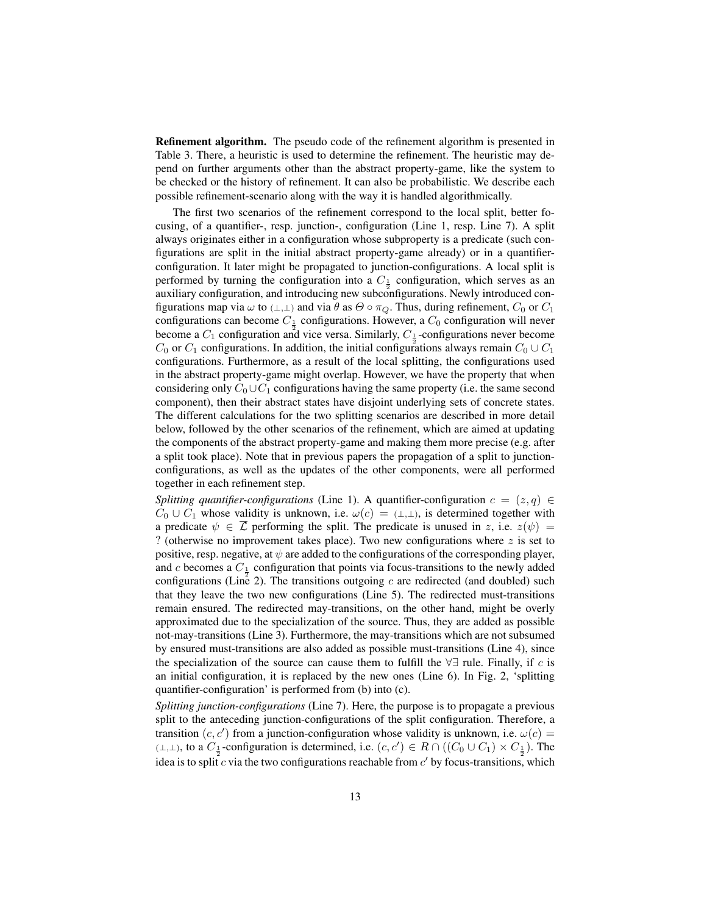**Refinement algorithm.** The pseudo code of the refinement algorithm is presented in Table 3. There, a heuristic is used to determine the refinement. The heuristic may depend on further arguments other than the abstract property-game, like the system to be checked or the history of refinement. It can also be probabilistic. We describe each possible refinement-scenario along with the way it is handled algorithmically.

The first two scenarios of the refinement correspond to the local split, better focusing, of a quantifier-, resp. junction-, configuration (Line 1, resp. Line 7). A split always originates either in a configuration whose subproperty is a predicate (such configurations are split in the initial abstract property-game already) or in a quantifier-configuration. It later might be propagated to junction-configurations. A local split is performed by turning the configuration into a $C_{\frac{1}{2}}$ configuration, which serves as an auxiliary configuration, and introducing new subconfigurations. Newly introduced configurations map via $\omega$ to $(\bot,\bot)$ and via $\theta$ as $\Theta \circ \pi_Q$. Thus, during refinement, $C_0$ or $C_1$ configurations can become $C_{\frac{1}{2}}$ configurations. However, a $C_0$ configuration will never become a $C_1$ configuration and vice versa. Similarly, $C_{\frac{1}{2}}$-configurations never become $C_0$ or $C_1$ configurations. In addition, the initial configurations always remain $C_0 \cup C_1$ configurations. Furthermore, as a result of the local splitting, the configurations used in the abstract property-game might overlap. However, we have the property that when considering only $C_0 \cup C_1$ configurations having the same property (i.e. the same second component), then their abstract states have disjoint underlying sets of concrete states. The different calculations for the two splitting scenarios are described in more detail below, followed by the other scenarios of the refinement, which are aimed at updating the components of the abstract property-game and making them more precise (e.g. after a split took place). Note that in previous papers the propagation of a split to junction-configurations, as well as the updates of the other components, were all performed together in each refinement step.

*Splitting quantifier-configurations* (Line 1). A quantifier-configuration $c = (z, q) \in C_0 \cup C_1$ whose validity is unknown, i.e. $\omega(c) = (\bot,\bot)$, is determined together with a predicate $\psi \in \overline{\mathcal{L}}$ performing the split. The predicate is unused in $z$, i.e. $z(\psi) = ?$ (otherwise no improvement takes place). Two new configurations where $z$ is set to positive, resp. negative, at $\psi$ are added to the configurations of the corresponding player, and $c$ becomes a $C_{\frac{1}{2}}$ configuration that points via focus-transitions to the newly added configurations (Line 2). The transitions outgoing $c$ are redirected (and doubled) such that they leave the two new configurations (Line 5). The redirected must-transitions remain ensured. The redirected may-transitions, on the other hand, might be overly approximated due to the specialization of the source. Thus, they are added as possible not-may-transitions (Line 3). Furthermore, the may-transitions which are not subsumed by ensured must-transitions are also added as possible must-transitions (Line 4), since the specialization of the source can cause them to fulfill the $\forall\exists$ rule. Finally, if $c$ is an initial configuration, it is replaced by the new ones (Line 6). In Fig. 2, 'splitting quantifier-configuration' is performed from (b) into (c).

*Splitting junction-configurations* (Line 7). Here, the purpose is to propagate a previous split to the anteceding junction-configurations of the split configuration. Therefore, a transition $(c, c')$ from a junction-configuration whose validity is unknown, i.e. $\omega(c) = (\bot,\bot)$, to a $C_{\frac{1}{2}}$-configuration is determined, i.e. $(c, c') \in R \cap ((C_0 \cup C_1) \times C_{\frac{1}{2}})$. The idea is to split $c$ via the two configurations reachable from $c'$ by focus-transitions, which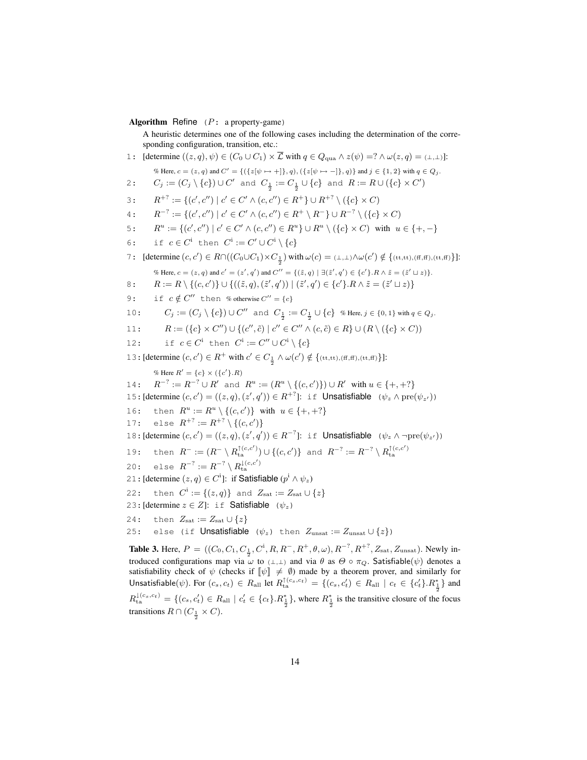**Algorithm** Refine ($P$: a property-game)

A heuristic determines one of the following cases including the determination of the corresponding configuration, transition, etc.:

```
1:  [determine ((z,q),ψ) ∈ (C_0 ∪ C_1) × L̄ with q ∈ Q_qua ∧ z(ψ) =? ∧ ω(z,q) = (⊥,⊥)]:
```

% Here, $c = (z,q)$ and $C' = \{(\{z[\psi \mapsto +]\}, q), (\{z[\psi \mapsto -]\}, q)\}$ and $j \in \{1,2\}$ with $q \in Q_j$.

2: $C_j := (C_j \setminus \{c\}) \cup C'$ and $C_{\frac{1}{2}} := C_{\frac{1}{2}} \cup \{c\}$ and $R := R \cup (\{c\} \times C')$

3: $R^{+?} := \{(c', c'') \mid c' \in C' \wedge (c, c'') \in R^{+}\} \cup R^{+?} \setminus (\{c\} \times C)$

4: $R^{-?} := \{(c', c'') \mid c' \in C' \wedge (c, c'') \in R^{+} \setminus R^{-}\} \cup R^{-?} \setminus (\{c\} \times C)$

5: $R^{u} := \{(c', c'') \mid c' \in C' \wedge (c, c'') \in R^{u}\} \cup R^{u} \setminus (\{c\} \times C)$ with $u \in \{+, -\}$

6: if $c \in C^{\mathrm{i}}$ then $C^{\mathrm{i}} := C' \cup C^{\mathrm{i}} \setminus \{c\}$

7: [determine $(c, c') \in R \cap ((C_0 \cup C_1) \times C_{\frac{1}{2}})$ with $\omega(c) = (\bot,\bot) \wedge \omega(c') \notin \{(\mathrm{tt},\mathrm{tt}), (\mathrm{ff},\mathrm{ff}), (\mathrm{tt},\mathrm{ff})\}$]:

% Here, $c = (z,q)$ and $c' = (z', q')$ and $C'' = \{(\tilde{z}, q) \mid \exists (\tilde{z}', q') \in \{c'\}.R \wedge \tilde{z} = (\tilde{z}' \sqcup z)\}$.

8: $R := R \setminus \{(c, c')\} \cup \{((\tilde{z}, q), (\tilde{z}', q')) \mid (\tilde{z}', q') \in \{c'\}.R \wedge \tilde{z} = (\tilde{z}' \sqcup z)\}$

9: if $c \notin C''$ then % otherwise $C'' = \{c\}$

10: $C_j := (C_j \setminus \{c\}) \cup C''$ and $C_{\frac{1}{2}} := C_{\frac{1}{2}} \cup \{c\}$ % Here, $j \in \{0,1\}$ with $q \in Q_j$.

11: $R := (\{c\} \times C'') \cup \{(c'', \tilde{c}) \mid c'' \in C'' \wedge (c, \tilde{c}) \in R\} \cup (R \setminus (\{c\} \times C))$

12: if $c \in C^{\mathrm{i}}$ then $C^{\mathrm{i}} := C'' \cup C^{\mathrm{i}} \setminus \{c\}$

13: [determine $(c, c') \in R^{+}$ with $c' \in C_{\frac{1}{2}} \wedge \omega(c') \notin \{(\mathrm{tt},\mathrm{tt}), (\mathrm{ff},\mathrm{ff}), (\mathrm{tt},\mathrm{ff})\}$]:

% Here $R' = \{c\} \times (\{c'\}.R)$

14: $R^{-?} := R^{-?} \cup R'$ and $R^{u} := (R^{u} \setminus \{(c, c')\}) \cup R'$ with $u \in \{+, ?\}$

15: [determine $(c, c') = ((z,q), (z', q')) \in R^{+?}$]: if Unsatisfiable $(\psi_z \wedge \mathrm{pre}(\psi_{z'}))$

16: then $R^{u} := R^{u} \setminus \{(c, c')\}$ with $u \in \{+, +?\}$

17: else $R^{+?} := R^{+?} \setminus \{(c, c')\}$

18: [determine $(c, c') = ((z,q), (z', q')) \in R^{-?}$]: if Unsatisfiable $(\psi_z \wedge \neg\mathrm{pre}(\psi_{z'}))$

19: then $R^{-} := (R^{-} \setminus R_{\mathrm{ta}}^{\uparrow(c,c')}) \cup \{(c, c')\}$ and $R^{-?} := R^{-?} \setminus R_{\mathrm{ta}}^{\uparrow(c,c')}$

20: else $R^{-?} := R^{-?} \setminus R_{\mathrm{ta}}^{\downarrow(c,c')}$

21: [determine $(z,q) \in C^{\mathrm{i}}$]: if Satisfiable $(p^{\mathrm{i}} \wedge \psi_z)$

22: then $C^{\mathrm{i}} := \{(z,q)\}$ and $Z_{\mathrm{sat}} := Z_{\mathrm{sat}} \cup \{z\}$

23: [determine $z \in Z$]: if Satisfiable $(\psi_z)$

24: then $Z_{\mathrm{sat}} := Z_{\mathrm{sat}} \cup \{z\}$

25: else (if Unsatisfiable $(\psi_z)$ then $Z_{\mathrm{unsat}} := Z_{\mathrm{unsat}} \cup \{z\}$)

**Table 3.** Here, $P = ((C_0, C_1, C_{\frac{1}{2}}, C^{\mathrm{i}}, R, R^{-}, R^{+}, \theta, \omega), R^{-?}, R^{+?}, Z_{\mathrm{sat}}, Z_{\mathrm{unsat}})$. Newly introduced configurations map via $\omega$ to $(\bot,\bot)$ and via $\theta$ as $\Theta \circ \pi_Q$. Satisfiable$(\psi)$ denotes a satisfiability check of $\psi$ (checks if $[\![\psi]\!] \neq \emptyset$) made by a theorem prover, and similarly for Unsatisfiable$(\psi)$. For $(c_s, c_t) \in R_{\mathrm{all}}$ let $R_{\mathrm{ta}}^{\uparrow(c_s,c_t)} = \{(c_s, c_t') \in R_{\mathrm{all}} \mid c_t \in \{c_t'\}.R_{\frac{1}{2}}^{*}\}$ and $R_{\mathrm{ta}}^{\downarrow(c_s,c_t)} = \{(c_s, c_t') \in R_{\mathrm{all}} \mid c_t' \in \{c_t\}.R_{\frac{1}{2}}^{*}\}$, where $R_{\frac{1}{2}}^{*}$ is the transitive closure of the focus transitions $R \cap (C_{\frac{1}{2}} \times C)$.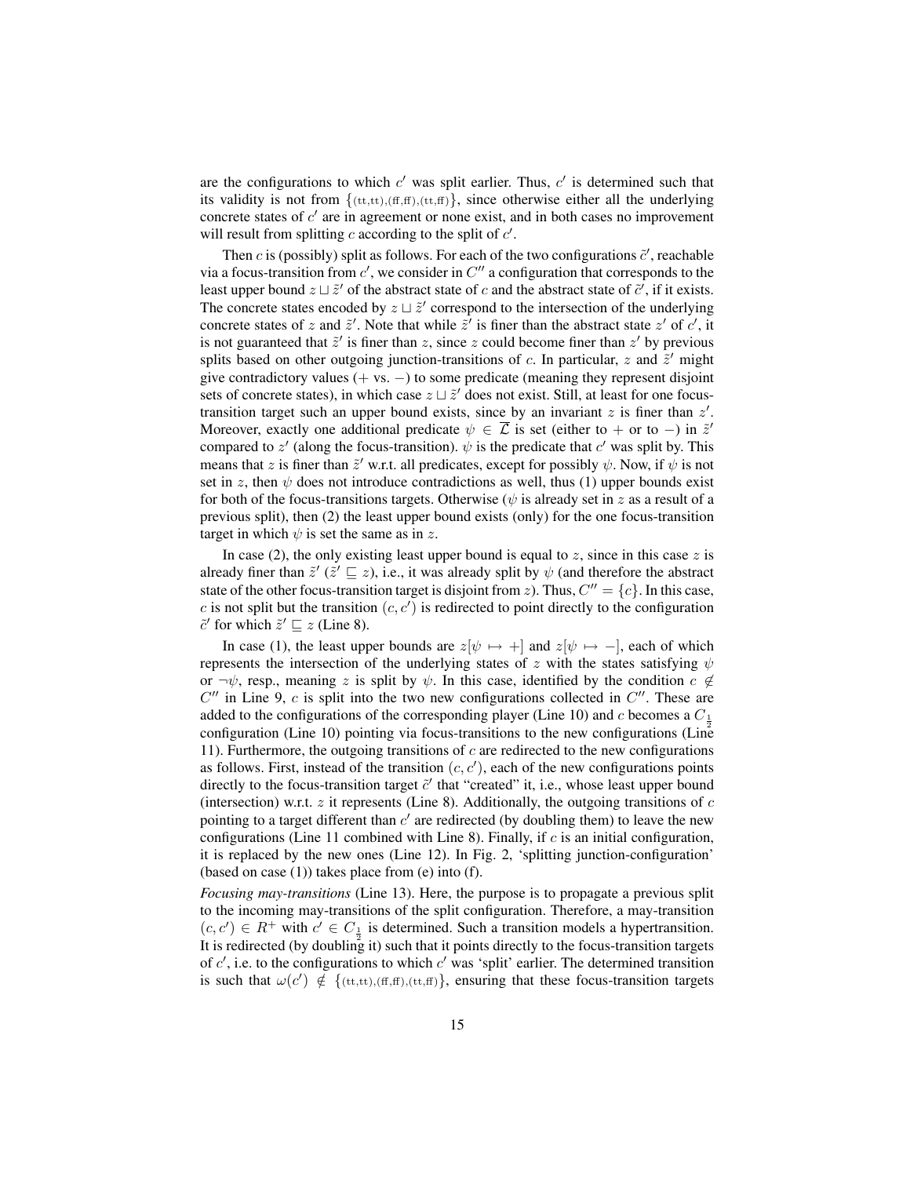are the configurations to which $c'$ was split earlier. Thus, $c'$ is determined such that its validity is not from $\{(\text{tt},\text{tt}),(\text{ff},\text{ff}),(\text{tt},\text{ff})\}$, since otherwise either all the underlying concrete states of $c'$ are in agreement or none exist, and in both cases no improvement will result from splitting $c$ according to the split of $c'$.

Then $c$ is (possibly) split as follows. For each of the two configurations $\tilde{c}'$, reachable via a focus-transition from $c'$, we consider in $C''$ a configuration that corresponds to the least upper bound $z \sqcup \tilde{z}'$ of the abstract state of $c$ and the abstract state of $\tilde{c}'$, if it exists. The concrete states encoded by $z \sqcup \tilde{z}'$ correspond to the intersection of the underlying concrete states of $z$ and $\tilde{z}'$. Note that while $\tilde{z}'$ is finer than the abstract state $z'$ of $c'$, it is not guaranteed that $\tilde{z}'$ is finer than $z$, since $z$ could become finer than $z'$ by previous splits based on other outgoing junction-transitions of $c$. In particular, $z$ and $\tilde{z}'$ might give contradictory values ($+$ vs. $-$) to some predicate (meaning they represent disjoint sets of concrete states), in which case $z \sqcup \tilde{z}'$ does not exist. Still, at least for one focus-transition target such an upper bound exists, since by an invariant $z$ is finer than $z'$. Moreover, exactly one additional predicate $\psi \in \overline{\mathcal{L}}$ is set (either to $+$ or to $-$) in $\tilde{z}'$ compared to $z'$ (along the focus-transition). $\psi$ is the predicate that $c'$ was split by. This means that $z$ is finer than $\tilde{z}'$ w.r.t. all predicates, except for possibly $\psi$. Now, if $\psi$ is not set in $z$, then $\psi$ does not introduce contradictions as well, thus (1) upper bounds exist for both of the focus-transitions targets. Otherwise ($\psi$ is already set in $z$ as a result of a previous split), then (2) the least upper bound exists (only) for the one focus-transition target in which $\psi$ is set the same as in $z$.

In case (2), the only existing least upper bound is equal to $z$, since in this case $z$ is already finer than $\tilde{z}'$ ($\tilde{z}' \sqsubseteq z$), i.e., it was already split by $\psi$ (and therefore the abstract state of the other focus-transition target is disjoint from $z$). Thus, $C'' = \{c\}$. In this case, $c$ is not split but the transition $(c, c')$ is redirected to point directly to the configuration $\tilde{c}'$ for which $\tilde{z}' \sqsubseteq z$ (Line 8).

In case (1), the least upper bounds are $z[\psi \mapsto +]$ and $z[\psi \mapsto -]$, each of which represents the intersection of the underlying states of $z$ with the states satisfying $\psi$ or $\neg\psi$, resp., meaning $z$ is split by $\psi$. In this case, identified by the condition $c \notin C''$ in Line 9, $c$ is split into the two new configurations collected in $C''$. These are added to the configurations of the corresponding player (Line 10) and $c$ becomes a $C_{\frac{1}{2}}$ configuration (Line 10) pointing via focus-transitions to the new configurations (Line 11). Furthermore, the outgoing transitions of $c$ are redirected to the new configurations as follows. First, instead of the transition $(c, c')$, each of the new configurations points directly to the focus-transition target $\tilde{c}'$ that "created" it, i.e., whose least upper bound (intersection) w.r.t. $z$ it represents (Line 8). Additionally, the outgoing transitions of $c$ pointing to a target different than $c'$ are redirected (by doubling them) to leave the new configurations (Line 11 combined with Line 8). Finally, if $c$ is an initial configuration, it is replaced by the new ones (Line 12). In Fig. 2, 'splitting junction-configuration' (based on case (1)) takes place from (e) into (f).

*Focusing may-transitions* (Line 13). Here, the purpose is to propagate a previous split to the incoming may-transitions of the split configuration. Therefore, a may-transition $(c, c') \in R^+$ with $c' \in C_{\frac{1}{2}}$ is determined. Such a transition models a hypertransition. It is redirected (by doubling it) such that it points directly to the focus-transition targets of $c'$, i.e. to the configurations to which $c'$ was 'split' earlier. The determined transition is such that $\omega(c') \notin \{(\text{tt},\text{tt}),(\text{ff},\text{ff}),(\text{tt},\text{ff})\}$, ensuring that these focus-transition targets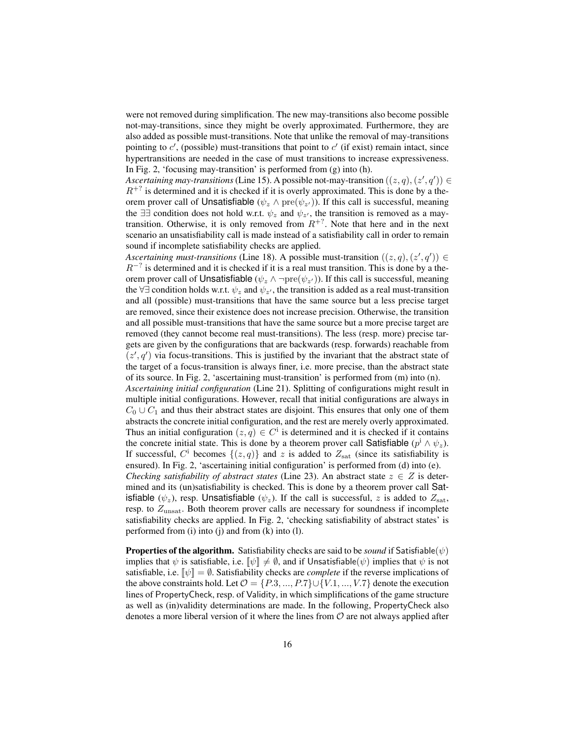were not removed during simplification. The new may-transitions also become possible not-may-transitions, since they might be overly approximated. Furthermore, they are also added as possible must-transitions. Note that unlike the removal of may-transitions pointing to $c'$, (possible) must-transitions that point to $c'$ (if exist) remain intact, since hypertransitions are needed in the case of must transitions to increase expressiveness. In Fig. 2, 'focusing may-transition' is performed from (g) into (h).

*Ascertaining may-transitions* (Line 15). A possible not-may-transition $((z, q), (z', q')) \in R^{+?}$ is determined and it is checked if it is overly approximated. This is done by a theorem prover call of Unsatisfiable $(\psi_z \wedge \text{pre}(\psi_{z'}))$. If this call is successful, meaning the $\exists\exists$ condition does not hold w.r.t. $\psi_z$ and $\psi_{z'}$, the transition is removed as a may-transition. Otherwise, it is only removed from $R^{+?}$. Note that here and in the next scenario an unsatisfiability call is made instead of a satisfiability call in order to remain sound if incomplete satisfiability checks are applied.

*Ascertaining must-transitions* (Line 18). A possible must-transition $((z, q), (z', q')) \in R^{-?}$ is determined and it is checked if it is a real must transition. This is done by a theorem prover call of Unsatisfiable $(\psi_z \wedge \neg\text{pre}(\psi_{z'}))$. If this call is successful, meaning the $\forall\exists$ condition holds w.r.t. $\psi_z$ and $\psi_{z'}$, the transition is added as a real must-transition and all (possible) must-transitions that have the same source but a less precise target are removed, since their existence does not increase precision. Otherwise, the transition and all possible must-transitions that have the same source but a more precise target are removed (they cannot become real must-transitions). The less (resp. more) precise targets are given by the configurations that are backwards (resp. forwards) reachable from $(z', q')$ via focus-transitions. This is justified by the invariant that the abstract state of the target of a focus-transition is always finer, i.e. more precise, than the abstract state of its source. In Fig. 2, 'ascertaining must-transition' is performed from (m) into (n).

*Ascertaining initial configuration* (Line 21). Splitting of configurations might result in multiple initial configurations. However, recall that initial configurations are always in $C_0 \cup C_1$ and thus their abstract states are disjoint. This ensures that only one of them abstracts the concrete initial configuration, and the rest are merely overly approximated. Thus an initial configuration $(z, q) \in C^{\text{i}}$ is determined and it is checked if it contains the concrete initial state. This is done by a theorem prover call Satisfiable $(p^{\text{i}} \wedge \psi_z)$. If successful, $C^{\text{i}}$ becomes $\{(z, q)\}$ and $z$ is added to $Z_{\text{sat}}$ (since its satisfiability is ensured). In Fig. 2, 'ascertaining initial configuration' is performed from (d) into (e).

*Checking satisfiability of abstract states* (Line 23). An abstract state $z \in Z$ is determined and its (un)satisfiability is checked. This is done by a theorem prover call Satisfiable $(\psi_z)$, resp. Unsatisfiable $(\psi_z)$. If the call is successful, $z$ is added to $Z_{\text{sat}}$, resp. to $Z_{\text{unsat}}$. Both theorem prover calls are necessary for soundness if incomplete satisfiability checks are applied. In Fig. 2, 'checking satisfiability of abstract states' is performed from (i) into (j) and from (k) into (l).

**Properties of the algorithm.** Satisfiability checks are said to be *sound* if Satisfiable$(\psi)$ implies that $\psi$ is satisfiable, i.e. $[\![\psi]\!] \neq \emptyset$, and if Unsatisfiable$(\psi)$ implies that $\psi$ is not satisfiable, i.e. $[\![\psi]\!] = \emptyset$. Satisfiability checks are *complete* if the reverse implications of the above constraints hold. Let $\mathcal{O} = \{P.3, ..., P.7\} \cup \{V.1, ..., V.7\}$ denote the execution lines of PropertyCheck, resp. of Validity, in which simplifications of the game structure as well as (in)validity determinations are made. In the following, PropertyCheck also denotes a more liberal version of it where the lines from $\mathcal{O}$ are not always applied after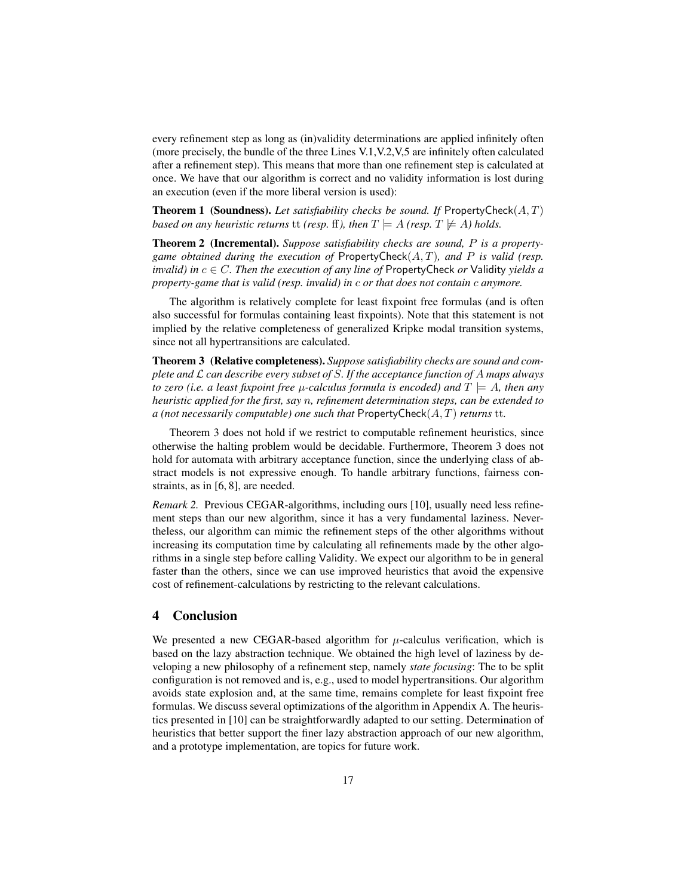every refinement step as long as (in)validity determinations are applied infinitely often (more precisely, the bundle of the three Lines V.1,V.2,V,5 are infinitely often calculated after a refinement step). This means that more than one refinement step is calculated at once. We have that our algorithm is correct and no validity information is lost during an execution (even if the more liberal version is used):

**Theorem 1 (Soundness).** *Let satisfiability checks be sound. If* PropertyCheck$(A, T)$ *based on any heuristic returns* $\mathrm{tt}$ *(resp.* $\mathrm{ff}$*), then* $T \models A$ *(resp.* $T \not\models A$*) holds.*

**Theorem 2 (Incremental).** *Suppose satisfiability checks are sound,* $P$ *is a property-game obtained during the execution of* PropertyCheck$(A, T)$*, and* $P$ *is valid (resp. invalid) in* $c \in C$*. Then the execution of any line of* PropertyCheck *or* Validity *yields a property-game that is valid (resp. invalid) in* $c$ *or that does not contain* $c$ *anymore.*

The algorithm is relatively complete for least fixpoint free formulas (and is often also successful for formulas containing least fixpoints). Note that this statement is not implied by the relative completeness of generalized Kripke modal transition systems, since not all hypertransitions are calculated.

**Theorem 3 (Relative completeness).** *Suppose satisfiability checks are sound and complete and* $\mathcal{L}$ *can describe every subset of* $S$*. If the acceptance function of* $A$ *maps always to zero (i.e. a least fixpoint free* $\mu$*-calculus formula is encoded) and* $T \models A$*, then any heuristic applied for the first, say* $n$*, refinement determination steps, can be extended to a (not necessarily computable) one such that* PropertyCheck$(A, T)$ *returns* $\mathrm{tt}$*.*

Theorem 3 does not hold if we restrict to computable refinement heuristics, since otherwise the halting problem would be decidable. Furthermore, Theorem 3 does not hold for automata with arbitrary acceptance function, since the underlying class of abstract models is not expressive enough. To handle arbitrary functions, fairness constraints, as in [6, 8], are needed.

*Remark 2.* Previous CEGAR-algorithms, including ours [10], usually need less refinement steps than our new algorithm, since it has a very fundamental laziness. Nevertheless, our algorithm can mimic the refinement steps of the other algorithms without increasing its computation time by calculating all refinements made by the other algorithms in a single step before calling Validity. We expect our algorithm to be in general faster than the others, since we can use improved heuristics that avoid the expensive cost of refinement-calculations by restricting to the relevant calculations.

## 4 Conclusion

We presented a new CEGAR-based algorithm for $\mu$-calculus verification, which is based on the lazy abstraction technique. We obtained the high level of laziness by developing a new philosophy of a refinement step, namely *state focusing*: The to be split configuration is not removed and is, e.g., used to model hypertransitions. Our algorithm avoids state explosion and, at the same time, remains complete for least fixpoint free formulas. We discuss several optimizations of the algorithm in Appendix A. The heuristics presented in [10] can be straightforwardly adapted to our setting. Determination of heuristics that better support the finer lazy abstraction approach of our new algorithm, and a prototype implementation, are topics for future work.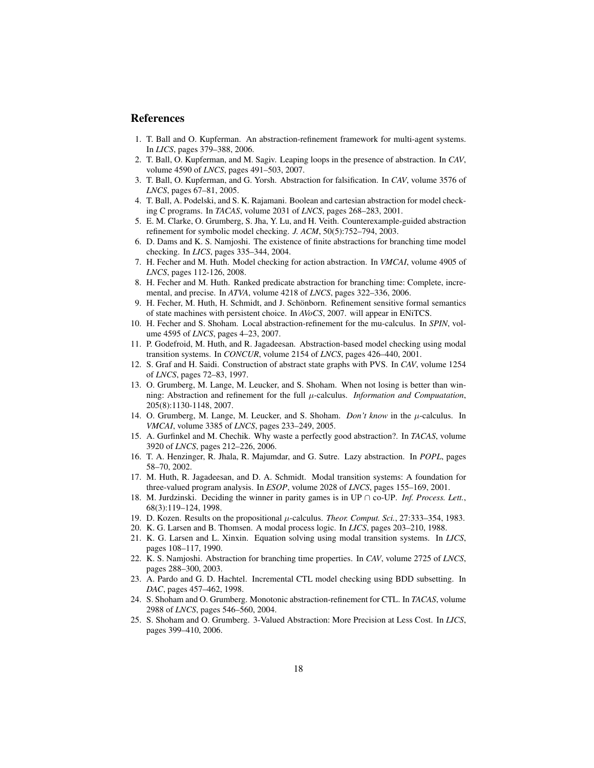## References

1. T. Ball and O. Kupferman. An abstraction-refinement framework for multi-agent systems. In *LICS*, pages 379–388, 2006.
2. T. Ball, O. Kupferman, and M. Sagiv. Leaping loops in the presence of abstraction. In *CAV*, volume 4590 of *LNCS*, pages 491–503, 2007.
3. T. Ball, O. Kupferman, and G. Yorsh. Abstraction for falsification. In *CAV*, volume 3576 of *LNCS*, pages 67–81, 2005.
4. T. Ball, A. Podelski, and S. K. Rajamani. Boolean and cartesian abstraction for model checking C programs. In *TACAS*, volume 2031 of *LNCS*, pages 268–283, 2001.
5. E. M. Clarke, O. Grumberg, S. Jha, Y. Lu, and H. Veith. Counterexample-guided abstraction refinement for symbolic model checking. *J. ACM*, 50(5):752–794, 2003.
6. D. Dams and K. S. Namjoshi. The existence of finite abstractions for branching time model checking. In *LICS*, pages 335–344, 2004.
7. H. Fecher and M. Huth. Model checking for action abstraction. In *VMCAI*, volume 4905 of *LNCS*, pages 112-126, 2008.
8. H. Fecher and M. Huth. Ranked predicate abstraction for branching time: Complete, incremental, and precise. In *ATVA*, volume 4218 of *LNCS*, pages 322–336, 2006.
9. H. Fecher, M. Huth, H. Schmidt, and J. Schönborn. Refinement sensitive formal semantics of state machines with persistent choice. In *AVoCS*, 2007. will appear in ENiTCS.
10. H. Fecher and S. Shoham. Local abstraction-refinement for the mu-calculus. In *SPIN*, volume 4595 of *LNCS*, pages 4–23, 2007.
11. P. Godefroid, M. Huth, and R. Jagadeesan. Abstraction-based model checking using modal transition systems. In *CONCUR*, volume 2154 of *LNCS*, pages 426–440, 2001.
12. S. Graf and H. Saidi. Construction of abstract state graphs with PVS. In *CAV*, volume 1254 of *LNCS*, pages 72–83, 1997.
13. O. Grumberg, M. Lange, M. Leucker, and S. Shoham. When not losing is better than winning: Abstraction and refinement for the full $\mu$-calculus. *Information and Compuatation*, 205(8):1130-1148, 2007.
14. O. Grumberg, M. Lange, M. Leucker, and S. Shoham. *Don't know* in the $\mu$-calculus. In *VMCAI*, volume 3385 of *LNCS*, pages 233–249, 2005.
15. A. Gurfinkel and M. Chechik. Why waste a perfectly good abstraction?. In *TACAS*, volume 3920 of *LNCS*, pages 212–226, 2006.
16. T. A. Henzinger, R. Jhala, R. Majumdar, and G. Sutre. Lazy abstraction. In *POPL*, pages 58–70, 2002.
17. M. Huth, R. Jagadeesan, and D. A. Schmidt. Modal transition systems: A foundation for three-valued program analysis. In *ESOP*, volume 2028 of *LNCS*, pages 155–169, 2001.
18. M. Jurdzinski. Deciding the winner in parity games is in UP $\cap$ co-UP. *Inf. Process. Lett.*, 68(3):119–124, 1998.
19. D. Kozen. Results on the propositional $\mu$-calculus. *Theor. Comput. Sci.*, 27:333–354, 1983.
20. K. G. Larsen and B. Thomsen. A modal process logic. In *LICS*, pages 203–210, 1988.
21. K. G. Larsen and L. Xinxin. Equation solving using modal transition systems. In *LICS*, pages 108–117, 1990.
22. K. S. Namjoshi. Abstraction for branching time properties. In *CAV*, volume 2725 of *LNCS*, pages 288–300, 2003.
23. A. Pardo and G. D. Hachtel. Incremental CTL model checking using BDD subsetting. In *DAC*, pages 457–462, 1998.
24. S. Shoham and O. Grumberg. Monotonic abstraction-refinement for CTL. In *TACAS*, volume 2988 of *LNCS*, pages 546–560, 2004.
25. S. Shoham and O. Grumberg. 3-Valued Abstraction: More Precision at Less Cost. In *LICS*, pages 399–410, 2006.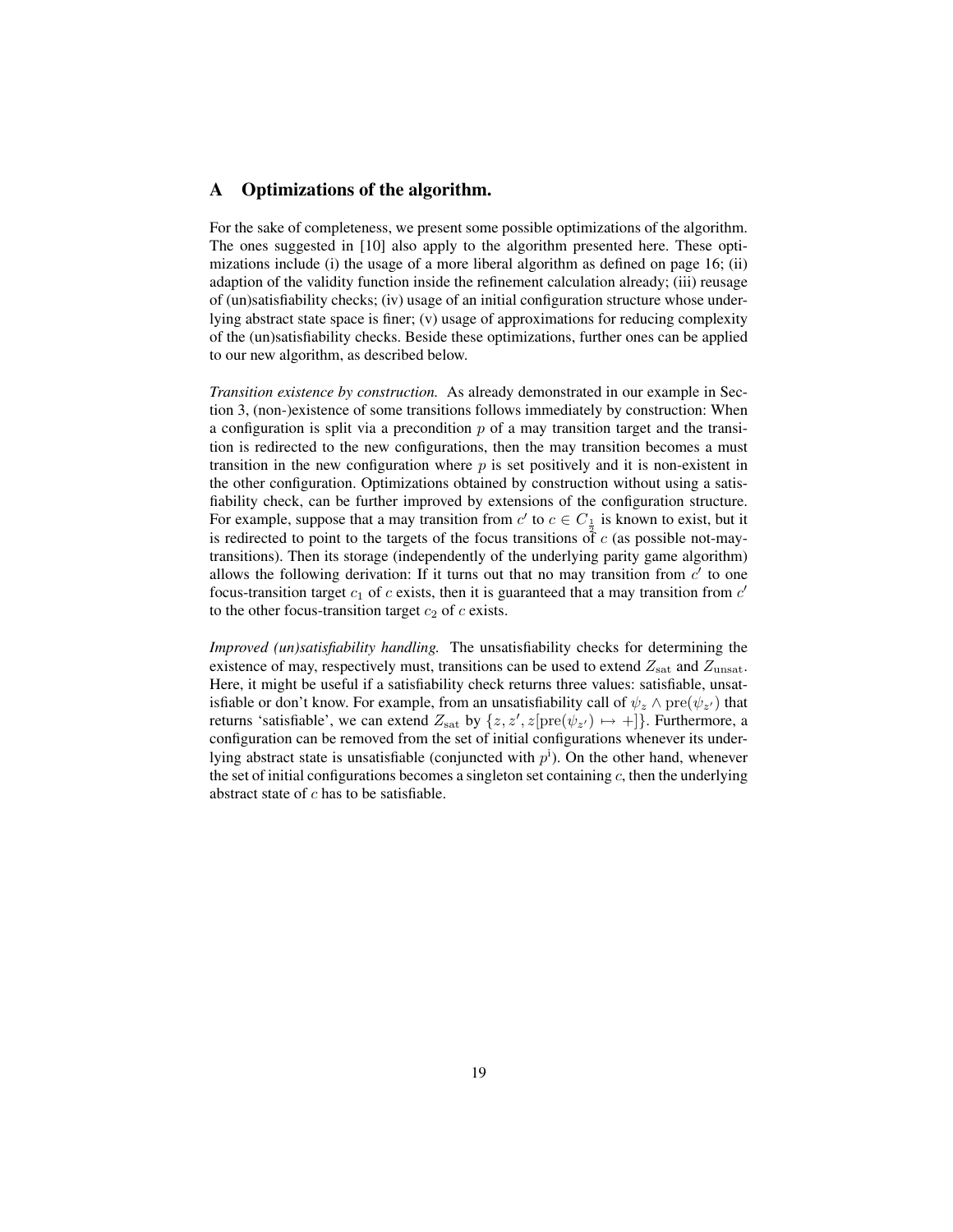## A Optimizations of the algorithm.

For the sake of completeness, we present some possible optimizations of the algorithm. The ones suggested in [10] also apply to the algorithm presented here. These optimizations include (i) the usage of a more liberal algorithm as defined on page 16; (ii) adaption of the validity function inside the refinement calculation already; (iii) reusage of (un)satisfiability checks; (iv) usage of an initial configuration structure whose underlying abstract state space is finer; (v) usage of approximations for reducing complexity of the (un)satisfiability checks. Beside these optimizations, further ones can be applied to our new algorithm, as described below.

*Transition existence by construction.* As already demonstrated in our example in Section 3, (non-)existence of some transitions follows immediately by construction: When a configuration is split via a precondition $p$ of a may transition target and the transition is redirected to the new configurations, then the may transition becomes a must transition in the new configuration where $p$ is set positively and it is non-existent in the other configuration. Optimizations obtained by construction without using a satisfiability check, can be further improved by extensions of the configuration structure. For example, suppose that a may transition from $c'$ to $c \in C_{\frac{1}{2}}$ is known to exist, but it is redirected to point to the targets of the focus transitions of $c$ (as possible not-may-transitions). Then its storage (independently of the underlying parity game algorithm) allows the following derivation: If it turns out that no may transition from $c'$ to one focus-transition target $c_1$ of $c$ exists, then it is guaranteed that a may transition from $c'$ to the other focus-transition target $c_2$ of $c$ exists.

*Improved (un)satisfiability handling.* The unsatisfiability checks for determining the existence of may, respectively must, transitions can be used to extend $Z_{\text{sat}}$ and $Z_{\text{unsat}}$. Here, it might be useful if a satisfiability check returns three values: satisfiable, unsatisfiable or don't know. For example, from an unsatisfiability call of $\psi_z \wedge \text{pre}(\psi_{z'})$ that returns 'satisfiable', we can extend $Z_{\text{sat}}$ by $\{z, z', z[\text{pre}(\psi_{z'}) \mapsto +]\}$. Furthermore, a configuration can be removed from the set of initial configurations whenever its underlying abstract state is unsatisfiable (conjuncted with $p^{\text{i}}$). On the other hand, whenever the set of initial configurations becomes a singleton set containing $c$, then the underlying abstract state of $c$ has to be satisfiable.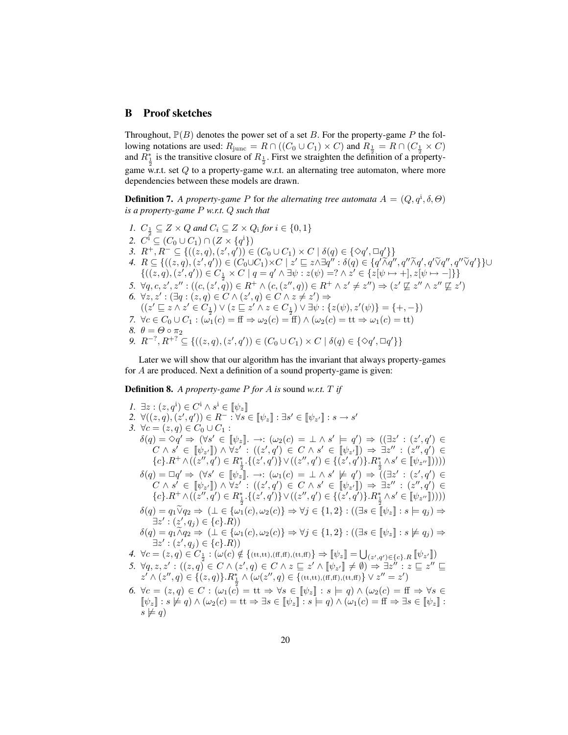## B Proof sketches

Throughout, $\mathbb{P}(B)$ denotes the power set of a set $B$. For the property-game $P$ the following notations are used: $R_{\text{junc}} = R \cap ((C_0 \cup C_1) \times C)$ and $R_{\frac{1}{2}} = R \cap (C_{\frac{1}{2}} \times C)$ and $R^*_{\frac{1}{2}}$ is the transitive closure of $R_{\frac{1}{2}}$. First we straighten the definition of a property-game w.r.t. set $Q$ to a property-game w.r.t. an alternating tree automaton, where more dependencies between these models are drawn.

**Definition 7.** *A property-game* $P$ for *the alternating tree automata* $A = (Q, q^{\text{i}}, \delta, \Theta)$ *is a property-game* $P$ *w.r.t.* $Q$ *such that*

1. $C_{\frac{1}{2}} \subseteq Z \times Q$ *and* $C_i \subseteq Z \times Q_{\text{i}}$ *for* $i \in \{0, 1\}$
2. $C^{\text{i}} \subseteq (C_0 \cup C_1) \cap (Z \times \{q^{\text{i}}\})$
3. $R^+, R^- \subseteq \{((z, q), (z', q')) \in (C_0 \cup C_1) \times C \mid \delta(q) \in \{\Diamond q', \Box q'\}\}$
4. $R \subseteq \{((z, q), (z', q')) \in (C_0 \cup C_1) \times C \mid z' \sqsubseteq z \wedge \exists q'' : \delta(q) \in \{q' \widetilde{\wedge} q'', q'' \widetilde{\wedge} q', q' \widetilde{\vee} q'', q'' \widetilde{\vee} q'\}\} \cup \{((z, q), (z', q')) \in C_{\frac{1}{2}} \times C \mid q = q' \wedge \exists \psi : z(\psi) = ? \wedge z' \in \{z[\psi \mapsto +], z[\psi \mapsto -]\}\}$
5. $\forall q, c, z', z'' : ((c, (z', q)) \in R^+ \wedge (c, (z'', q)) \in R^+ \wedge z' \neq z'') \Rightarrow (z' \not\sqsubseteq z'' \wedge z'' \not\sqsubseteq z')$
6. $\forall z, z' : (\exists q : (z, q) \in C \wedge (z', q) \in C \wedge z \neq z') \Rightarrow ((z' \sqsubseteq z \wedge z' \in C_{\frac{1}{2}}) \vee (z \sqsubseteq z' \wedge z \in C_{\frac{1}{2}}) \vee \exists \psi : \{z(\psi), z'(\psi)\} = \{+, -\})$
7. $\forall c \in C_0 \cup C_1 : (\omega_1(c) = \text{ff} \Rightarrow \omega_2(c) = \text{ff}) \wedge (\omega_2(c) = \text{tt} \Rightarrow \omega_1(c) = \text{tt})$
8. $\theta = \Theta \circ \pi_2$
9. $R^{-?}, R^{+?} \subseteq \{((z, q), (z', q')) \in (C_0 \cup C_1) \times C \mid \delta(q) \in \{\Diamond q', \Box q'\}\}$

Later we will show that our algorithm has the invariant that always property-games for $A$ are produced. Next a definition of a sound property-game is given:

**Definition 8.** *A property-game* $P$ *for* $A$ *is* sound *w.r.t.* $T$ *if*

1. $\exists z : (z, q^{\text{i}}) \in C^{\text{i}} \wedge s^{\text{i}} \in [\![\psi_z]\!]$
2. $\forall ((z, q), (z', q')) \in R^- : \forall s \in [\![\psi_z]\!] : \exists s' \in [\![\psi_{z'}]\!] : s \to s'$
3. $\forall c = (z, q) \in C_0 \cup C_1 :$
   $\delta(q) = \Diamond q' \Rightarrow (\forall s' \in [\![\psi_z]\!]. \to : (\omega_2(c) = \bot \wedge s' \models q') \Rightarrow ((\exists z' : (z', q') \in C \wedge s' \in [\![\psi_{z'}]\!]) \wedge \forall z' : ((z', q') \in C \wedge s' \in [\![\psi_{z'}]\!]) \Rightarrow \exists z'' : (z'', q') \in \{c\}.R^+ \wedge ((z'', q') \in R^*_{\frac{1}{2}}.\{(z', q')\} \vee ((z'', q') \in \{(z', q')\}.R^*_{\frac{1}{2}} \wedge s' \in [\![\psi_{z''}]\!]))))$
   $\delta(q) = \Box q' \Rightarrow (\forall s' \in [\![\psi_z]\!]. \to : (\omega_1(c) = \bot \wedge s' \not\models q') \Rightarrow ((\exists z' : (z', q') \in C \wedge s' \in [\![\psi_{z'}]\!]) \wedge \forall z' : ((z', q') \in C \wedge s' \in [\![\psi_{z'}]\!]) \Rightarrow \exists z'' : (z'', q') \in \{c\}.R^+ \wedge ((z'', q') \in R^*_{\frac{1}{2}}.\{(z', q')\} \vee ((z'', q') \in \{(z', q')\}.R^*_{\frac{1}{2}} \wedge s' \in [\![\psi_{z''}]\!]))))$
   $\delta(q) = q_1 \widetilde{\vee} q_2 \Rightarrow (\bot \in \{\omega_1(c), \omega_2(c)\} \Rightarrow \forall j \in \{1, 2\} : ((\exists s \in [\![\psi_z]\!] : s \models q_j) \Rightarrow \exists z' : (z', q_j) \in \{c\}.R))$
   $\delta(q) = q_1 \widetilde{\wedge} q_2 \Rightarrow (\bot \in \{\omega_1(c), \omega_2(c)\} \Rightarrow \forall j \in \{1, 2\} : ((\exists s \in [\![\psi_z]\!] : s \not\models q_j) \Rightarrow \exists z' : (z', q_j) \in \{c\}.R))$
4. $\forall c = (z, q) \in C_{\frac{1}{2}} : (\omega(c) \notin \{(\text{tt,tt}), (\text{ff,ff}), (\text{tt,ff})\} \Rightarrow [\![\psi_z]\!] = \bigcup_{(z', q') \in \{c\}.R} [\![\psi_{z'}]\!])$
5. $\forall q, z, z' : ((z, q) \in C \wedge (z', q) \in C \wedge z \sqsubseteq z' \wedge [\![\psi_{z'}]\!] \neq \emptyset) \Rightarrow \exists z'' : z \sqsubseteq z'' \sqsubseteq z' \wedge (z'', q) \in \{(z, q)\}.R^*_{\frac{1}{2}} \wedge (\omega(z'', q) \in \{(\text{tt,tt}), (\text{ff,ff}), (\text{tt,ff})\} \vee z'' = z')$
6. $\forall c = (z, q) \in C : (\omega_1(c) = \text{tt} \Rightarrow \forall s \in [\![\psi_z]\!] : s \models q) \wedge (\omega_2(c) = \text{ff} \Rightarrow \forall s \in [\![\psi_z]\!] : s \not\models q) \wedge (\omega_2(c) = \text{tt} \Rightarrow \exists s \in [\![\psi_z]\!] : s \models q) \wedge (\omega_1(c) = \text{ff} \Rightarrow \exists s \in [\![\psi_z]\!] : s \not\models q)$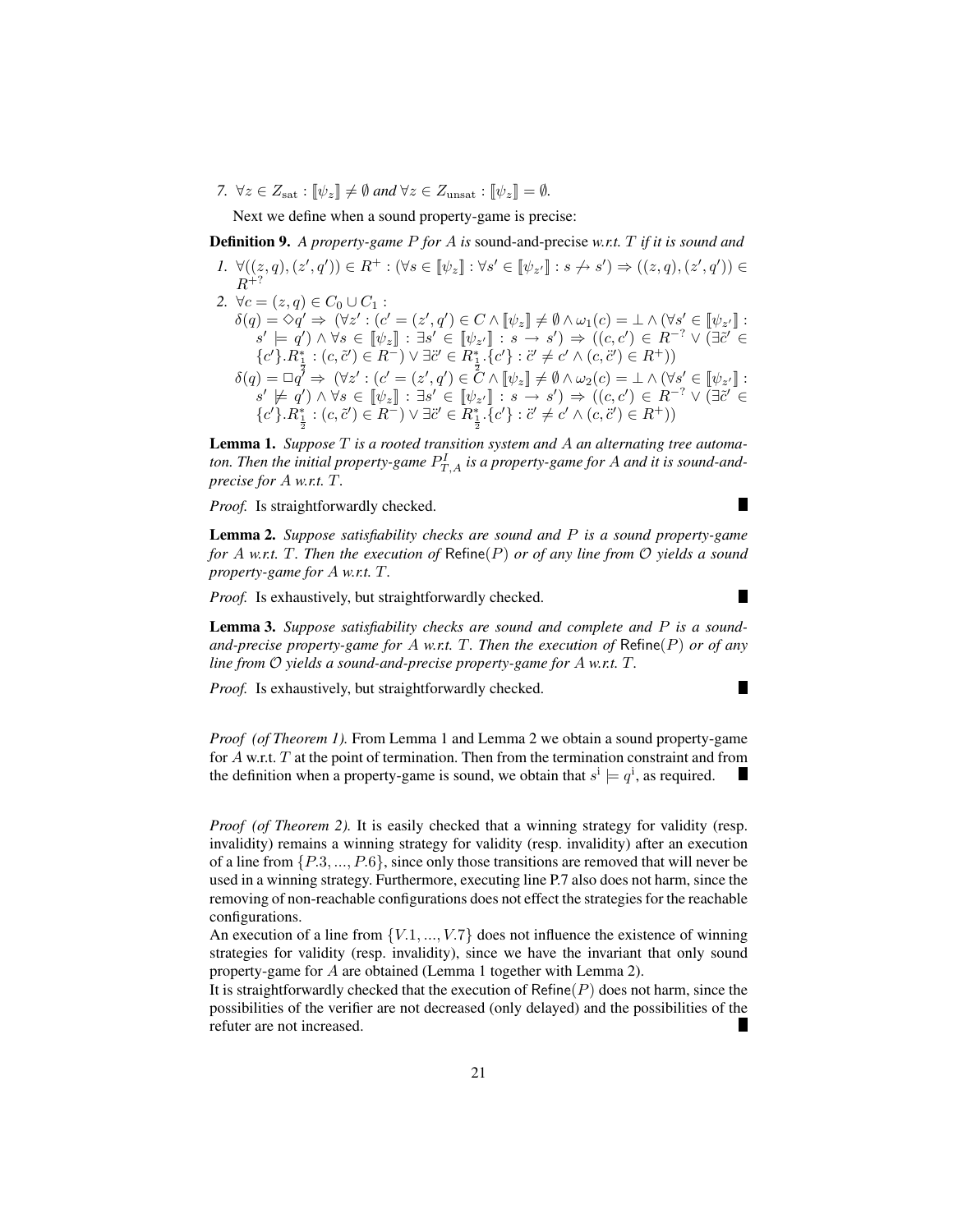7. $\forall z \in Z_{\mathrm{sat}} : [\![\psi_z]\!] \neq \emptyset$ *and* $\forall z \in Z_{\mathrm{unsat}} : [\![\psi_z]\!] = \emptyset$.

Next we define when a sound property-game is precise:

**Definition 9.** *A property-game $P$ for $A$ is* sound-and-precise *w.r.t. $T$ if it is sound and*

1. $\forall ((z,q),(z',q')) \in R^+ : (\forall s \in [\![\psi_z]\!] : \forall s' \in [\![\psi_{z'}]\!] : s \not\to s') \Rightarrow ((z,q),(z',q')) \in R^{+?}$
2. $\forall c = (z,q) \in C_0 \cup C_1$ :
   $\delta(q) = \Diamond q' \Rightarrow (\forall z' : (c' = (z',q') \in C \wedge [\![\psi_z]\!] \neq \emptyset \wedge \omega_1(c) = \bot \wedge (\forall s' \in [\![\psi_{z'}]\!] : s' \models q') \wedge \forall s \in [\![\psi_z]\!] : \exists s' \in [\![\psi_{z'}]\!] : s \to s') \Rightarrow ((c,c') \in R^{-?} \vee (\exists \tilde{c}' \in \{c'\}.R^*_{\frac{1}{2}} : (c,\tilde{c}') \in R^-) \vee \exists \ddot{c}' \in R^*_{\frac{1}{2}}.\{c'\} : \ddot{c}' \neq c' \wedge (c,\ddot{c}') \in R^+))$
   $\delta(q) = \Box q' \Rightarrow (\forall z' : (c' = (z',q') \in C \wedge [\![\psi_z]\!] \neq \emptyset \wedge \omega_2(c) = \bot \wedge (\forall s' \in [\![\psi_{z'}]\!] : s' \not\models q') \wedge \forall s \in [\![\psi_z]\!] : \exists s' \in [\![\psi_{z'}]\!] : s \to s') \Rightarrow ((c,c') \in R^{-?} \vee (\exists \tilde{c}' \in \{c'\}.R^*_{\frac{1}{2}} : (c,\tilde{c}') \in R^-) \vee \exists \ddot{c}' \in R^*_{\frac{1}{2}}.\{c'\} : \ddot{c}' \neq c' \wedge (c,\ddot{c}') \in R^+))$

**Lemma 1.** *Suppose $T$ is a rooted transition system and $A$ an alternating tree automaton. Then the initial property-game $P^I_{T,A}$ is a property-game for $A$ and it is sound-and-precise for $A$ w.r.t. $T$.*

*Proof.* Is straightforwardly checked. ∎

**Lemma 2.** *Suppose satisfiability checks are sound and $P$ is a sound property-game for $A$ w.r.t. $T$. Then the execution of* Refine($P$) *or of any line from $\mathcal{O}$ yields a sound property-game for $A$ w.r.t. $T$.*

*Proof.* Is exhaustively, but straightforwardly checked. ∎

**Lemma 3.** *Suppose satisfiability checks are sound and complete and $P$ is a sound-and-precise property-game for $A$ w.r.t. $T$. Then the execution of* Refine($P$) *or of any line from $\mathcal{O}$ yields a sound-and-precise property-game for $A$ w.r.t. $T$.*

*Proof.* Is exhaustively, but straightforwardly checked. ∎

*Proof (of Theorem 1).* From Lemma 1 and Lemma 2 we obtain a sound property-game for $A$ w.r.t. $T$ at the point of termination. Then from the termination constraint and from the definition when a property-game is sound, we obtain that $s^{\mathrm{i}} \models q^{\mathrm{i}}$, as required. ∎

*Proof (of Theorem 2).* It is easily checked that a winning strategy for validity (resp. invalidity) remains a winning strategy for validity (resp. invalidity) after an execution of a line from $\{P.3, ..., P.6\}$, since only those transitions are removed that will never be used in a winning strategy. Furthermore, executing line P.7 also does not harm, since the removing of non-reachable configurations does not effect the strategies for the reachable configurations.
An execution of a line from $\{V.1, ..., V.7\}$ does not influence the existence of winning strategies for validity (resp. invalidity), since we have the invariant that only sound property-game for $A$ are obtained (Lemma 1 together with Lemma 2).
It is straightforwardly checked that the execution of Refine($P$) does not harm, since the possibilities of the verifier are not decreased (only delayed) and the possibilities of the refuter are not increased. ∎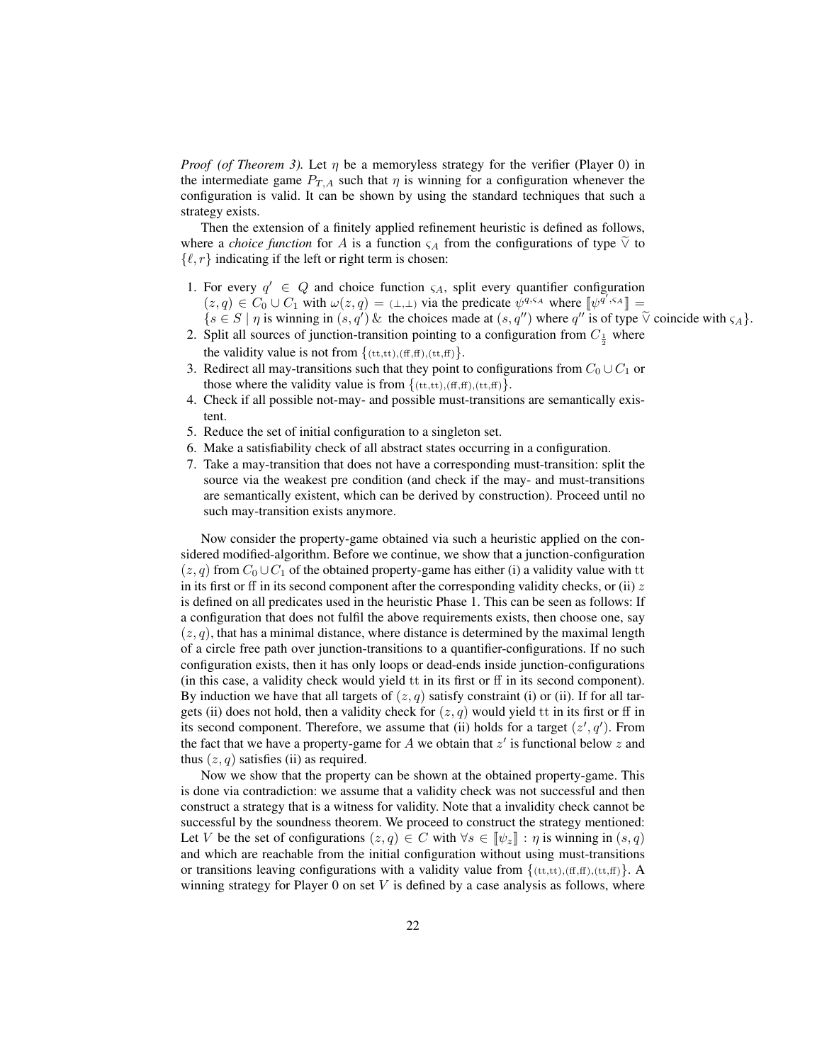*Proof (of Theorem 3).* Let $\eta$ be a memoryless strategy for the verifier (Player 0) in the intermediate game $P_{T,A}$ such that $\eta$ is winning for a configuration whenever the configuration is valid. It can be shown by using the standard techniques that such a strategy exists.

Then the extension of a finitely applied refinement heuristic is defined as follows, where a *choice function* for $A$ is a function $\varsigma_A$ from the configurations of type $\widetilde{\vee}$ to $\{\ell, r\}$ indicating if the left or right term is chosen:

1. For every $q' \in Q$ and choice function $\varsigma_A$, split every quantifier configuration $(z, q) \in C_0 \cup C_1$ with $\omega(z, q) = (\bot, \bot)$ via the predicate $\psi^{q,\varsigma_A}$ where $[\![\psi^{q',\varsigma_A}]\!] = \{s \in S \mid \eta \text{ is winning in } (s, q') \ \& \text{ the choices made at } (s, q'') \text{ where } q'' \text{ is of type } \widetilde{\vee} \text{ coincide with } \varsigma_A\}$.
2. Split all sources of junction-transition pointing to a configuration from $C_{\frac{1}{2}}$ where the validity value is not from $\{(\mathtt{tt},\mathtt{tt}),(\mathtt{ff},\mathtt{ff}),(\mathtt{tt},\mathtt{ff})\}$.
3. Redirect all may-transitions such that they point to configurations from $C_0 \cup C_1$ or those where the validity value is from $\{(\mathtt{tt},\mathtt{tt}),(\mathtt{ff},\mathtt{ff}),(\mathtt{tt},\mathtt{ff})\}$.
4. Check if all possible not-may- and possible must-transitions are semantically existent.
5. Reduce the set of initial configuration to a singleton set.
6. Make a satisfiability check of all abstract states occurring in a configuration.
7. Take a may-transition that does not have a corresponding must-transition: split the source via the weakest pre condition (and check if the may- and must-transitions are semantically existent, which can be derived by construction). Proceed until no such may-transition exists anymore.

Now consider the property-game obtained via such a heuristic applied on the considered modified-algorithm. Before we continue, we show that a junction-configuration $(z, q)$ from $C_0 \cup C_1$ of the obtained property-game has either (i) a validity value with $\mathtt{tt}$ in its first or $\mathtt{ff}$ in its second component after the corresponding validity checks, or (ii) $z$ is defined on all predicates used in the heuristic Phase 1. This can be seen as follows: If a configuration that does not fulfil the above requirements exists, then choose one, say $(z, q)$, that has a minimal distance, where distance is determined by the maximal length of a circle free path over junction-transitions to a quantifier-configurations. If no such configuration exists, then it has only loops or dead-ends inside junction-configurations (in this case, a validity check would yield $\mathtt{tt}$ in its first or $\mathtt{ff}$ in its second component). By induction we have that all targets of $(z, q)$ satisfy constraint (i) or (ii). If for all targets (ii) does not hold, then a validity check for $(z, q)$ would yield $\mathtt{tt}$ in its first or $\mathtt{ff}$ in its second component. Therefore, we assume that (ii) holds for a target $(z', q')$. From the fact that we have a property-game for $A$ we obtain that $z'$ is functional below $z$ and thus $(z, q)$ satisfies (ii) as required.

Now we show that the property can be shown at the obtained property-game. This is done via contradiction: we assume that a validity check was not successful and then construct a strategy that is a witness for validity. Note that a invalidity check cannot be successful by the soundness theorem. We proceed to construct the strategy mentioned: Let $V$ be the set of configurations $(z, q) \in C$ with $\forall s \in [\![\psi_z]\!] : \eta$ is winning in $(s, q)$ and which are reachable from the initial configuration without using must-transitions or transitions leaving configurations with a validity value from $\{(\mathtt{tt},\mathtt{tt}),(\mathtt{ff},\mathtt{ff}),(\mathtt{tt},\mathtt{ff})\}$. A winning strategy for Player 0 on set $V$ is defined by a case analysis as follows, where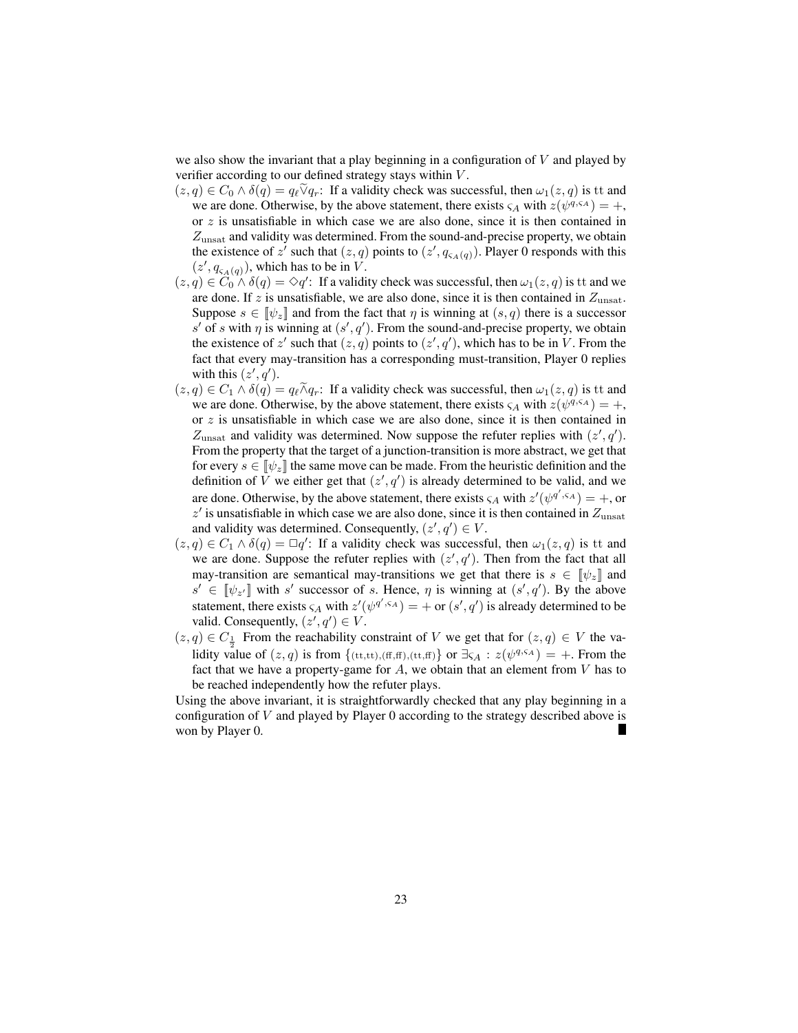we also show the invariant that a play beginning in a configuration of $V$ and played by verifier according to our defined strategy stays within $V$.

- $(z, q) \in C_0 \wedge \delta(q) = q_\ell \widetilde{\vee} q_r$: If a validity check was successful, then $\omega_1(z, q)$ is tt and we are done. Otherwise, by the above statement, there exists $\varsigma_A$ with $z(\psi^{q,\varsigma_A}) = +$, or $z$ is unsatisfiable in which case we are also done, since it is then contained in $Z_{\text{unsat}}$ and validity was determined. From the sound-and-precise property, we obtain the existence of $z'$ such that $(z, q)$ points to $(z', q_{\varsigma_A(q)})$. Player 0 responds with this $(z', q_{\varsigma_A(q)})$, which has to be in $V$.
- $(z, q) \in C_0 \wedge \delta(q) = \Diamond q'$: If a validity check was successful, then $\omega_1(z, q)$ is tt and we are done. If $z$ is unsatisfiable, we are also done, since it is then contained in $Z_{\text{unsat}}$. Suppose $s \in [\![\psi_z]\!]$ and from the fact that $\eta$ is winning at $(s, q)$ there is a successor $s'$ of $s$ with $\eta$ is winning at $(s', q')$. From the sound-and-precise property, we obtain the existence of $z'$ such that $(z, q)$ points to $(z', q')$, which has to be in $V$. From the fact that every may-transition has a corresponding must-transition, Player 0 replies with this $(z', q')$.
- $(z, q) \in C_1 \wedge \delta(q) = q_\ell \widetilde{\wedge} q_r$: If a validity check was successful, then $\omega_1(z, q)$ is tt and we are done. Otherwise, by the above statement, there exists $\varsigma_A$ with $z(\psi^{q,\varsigma_A}) = +$, or $z$ is unsatisfiable in which case we are also done, since it is then contained in $Z_{\text{unsat}}$ and validity was determined. Now suppose the refuter replies with $(z', q')$. From the property that the target of a junction-transition is more abstract, we get that for every $s \in [\![\psi_z]\!]$ the same move can be made. From the heuristic definition and the definition of $V$ we either get that $(z', q')$ is already determined to be valid, and we are done. Otherwise, by the above statement, there exists $\varsigma_A$ with $z'(\psi^{q',\varsigma_A}) = +$, or $z'$ is unsatisfiable in which case we are also done, since it is then contained in $Z_{\text{unsat}}$ and validity was determined. Consequently, $(z', q') \in V$.
- $(z, q) \in C_1 \wedge \delta(q) = \Box q'$: If a validity check was successful, then $\omega_1(z, q)$ is tt and we are done. Suppose the refuter replies with $(z', q')$. Then from the fact that all may-transition are semantical may-transitions we get that there is $s \in [\![\psi_z]\!]$ and $s' \in [\![\psi_{z'}]\!]$ with $s'$ successor of $s$. Hence, $\eta$ is winning at $(s', q')$. By the above statement, there exists $\varsigma_A$ with $z'(\psi^{q',\varsigma_A}) = +$ or $(s', q')$ is already determined to be valid. Consequently, $(z', q') \in V$.
- $(z, q) \in C_{\frac{1}{2}}$ From the reachability constraint of $V$ we get that for $(z, q) \in V$ the validity value of $(z, q)$ is from $\{(\text{tt},\text{tt}),(\text{ff},\text{ff}),(\text{tt},\text{ff})\}$ or $\exists \varsigma_A : z(\psi^{q,\varsigma_A}) = +$. From the fact that we have a property-game for $A$, we obtain that an element from $V$ has to be reached independently how the refuter plays.

Using the above invariant, it is straightforwardly checked that any play beginning in a configuration of $V$ and played by Player 0 according to the strategy described above is won by Player 0. ∎